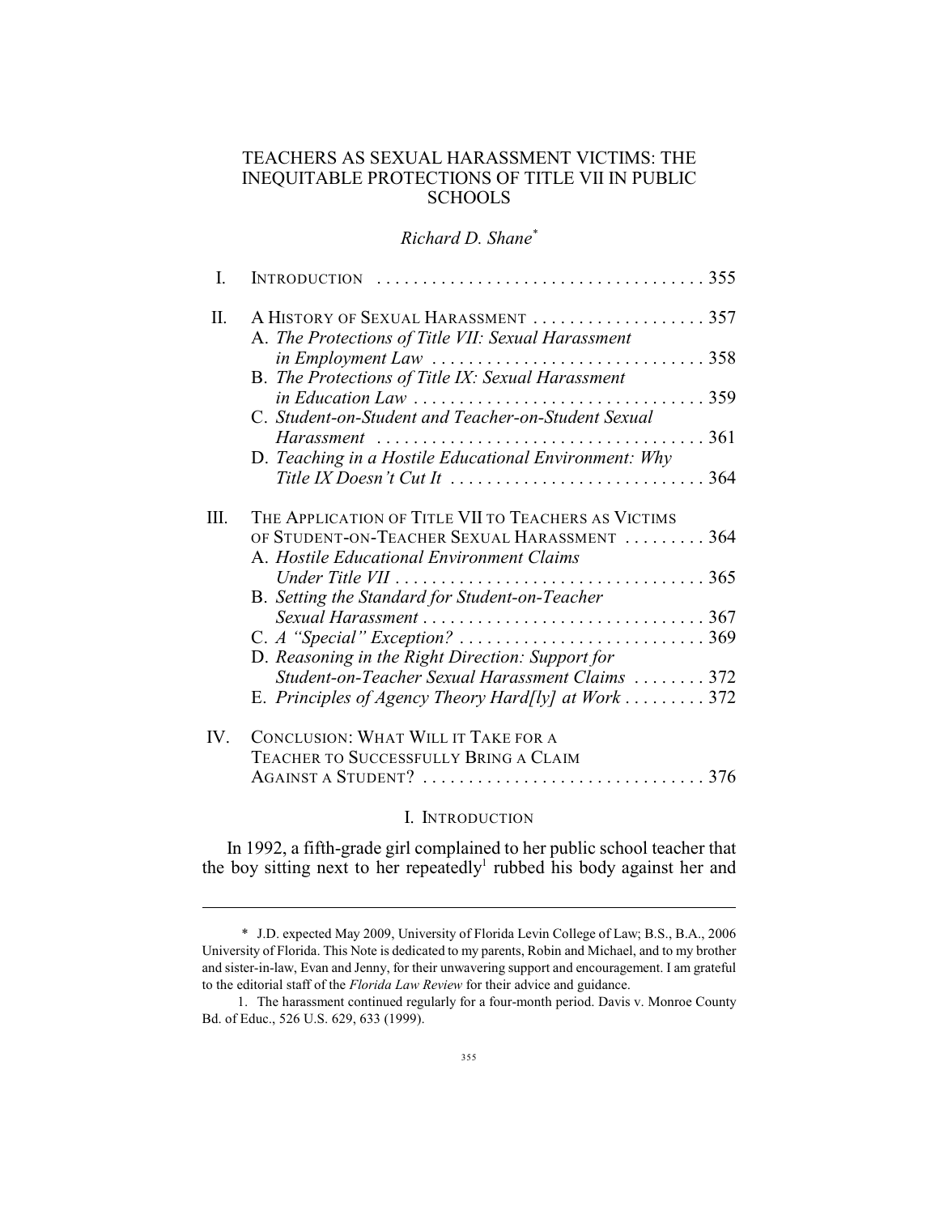# TEACHERS AS SEXUAL HARASSMENT VICTIMS: THE INEQUITABLE PROTECTIONS OF TITLE VII IN PUBLIC SCHOOLS

*Richard D. Shane**

| | | |
|---|---|---|
| I. | INTRODUCTION | 355 |
| II. | A HISTORY OF SEXUAL HARASSMENT | 357 |
| | A. *The Protections of Title VII: Sexual Harassment in Employment Law* | 358 |
| | B. *The Protections of Title IX: Sexual Harassment in Education Law* | 359 |
| | C. *Student-on-Student and Teacher-on-Student Sexual Harassment* | 361 |
| | D. *Teaching in a Hostile Educational Environment: Why Title IX Doesn't Cut It* | 364 |
| III. | THE APPLICATION OF TITLE VII TO TEACHERS AS VICTIMS OF STUDENT-ON-TEACHER SEXUAL HARASSMENT | 364 |
| | A. *Hostile Educational Environment Claims Under Title VII* | 365 |
| | B. *Setting the Standard for Student-on-Teacher Sexual Harassment* | 367 |
| | C. *A "Special" Exception?* | 369 |
| | D. *Reasoning in the Right Direction: Support for Student-on-Teacher Sexual Harassment Claims* | 372 |
| | E. *Principles of Agency Theory Hard[ly] at Work* | 372 |
| IV. | CONCLUSION: WHAT WILL IT TAKE FOR A TEACHER TO SUCCESSFULLY BRING A CLAIM AGAINST A STUDENT? | 376 |

## I. INTRODUCTION

In 1992, a fifth-grade girl complained to her public school teacher that the boy sitting next to her repeatedly[1] rubbed his body against her and

---

\* J.D. expected May 2009, University of Florida Levin College of Law; B.S., B.A., 2006 University of Florida. This Note is dedicated to my parents, Robin and Michael, and to my brother and sister-in-law, Evan and Jenny, for their unwavering support and encouragement. I am grateful to the editorial staff of the *Florida Law Review* for their advice and guidance.

1. The harassment continued regularly for a four-month period. Davis v. Monroe County Bd. of Educ., 526 U.S. 629, 633 (1999).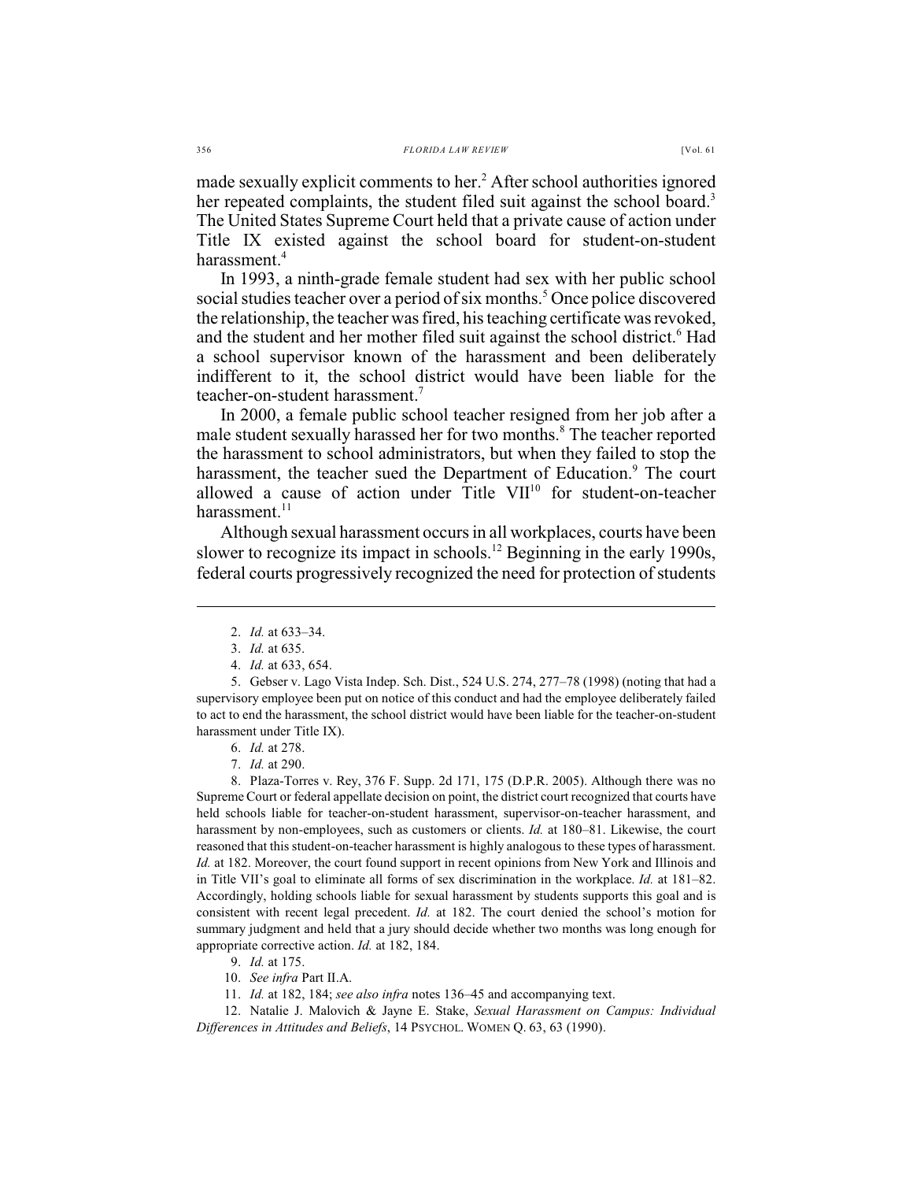made sexually explicit comments to her.[2] After school authorities ignored her repeated complaints, the student filed suit against the school board.[3] The United States Supreme Court held that a private cause of action under Title IX existed against the school board for student-on-student harassment.[4]

In 1993, a ninth-grade female student had sex with her public school social studies teacher over a period of six months.[5] Once police discovered the relationship, the teacher was fired, his teaching certificate was revoked, and the student and her mother filed suit against the school district.[6] Had a school supervisor known of the harassment and been deliberately indifferent to it, the school district would have been liable for the teacher-on-student harassment.[7]

In 2000, a female public school teacher resigned from her job after a male student sexually harassed her for two months.[8] The teacher reported the harassment to school administrators, but when they failed to stop the harassment, the teacher sued the Department of Education.[9] The court allowed a cause of action under Title VII[10] for student-on-teacher harassment.[11]

Although sexual harassment occurs in all workplaces, courts have been slower to recognize its impact in schools.[12] Beginning in the early 1990s, federal courts progressively recognized the need for protection of students

---

2. *Id.* at 633–34.

3. *Id.* at 635.

4. *Id.* at 633, 654.

5. Gebser v. Lago Vista Indep. Sch. Dist., 524 U.S. 274, 277–78 (1998) (noting that had a supervisory employee been put on notice of this conduct and had the employee deliberately failed to act to end the harassment, the school district would have been liable for the teacher-on-student harassment under Title IX).

6. *Id.* at 278.

7. *Id.* at 290.

8. Plaza-Torres v. Rey, 376 F. Supp. 2d 171, 175 (D.P.R. 2005). Although there was no Supreme Court or federal appellate decision on point, the district court recognized that courts have held schools liable for teacher-on-student harassment, supervisor-on-teacher harassment, and harassment by non-employees, such as customers or clients. *Id.* at 180–81. Likewise, the court reasoned that this student-on-teacher harassment is highly analogous to these types of harassment. *Id.* at 182. Moreover, the court found support in recent opinions from New York and Illinois and in Title VII's goal to eliminate all forms of sex discrimination in the workplace. *Id.* at 181–82. Accordingly, holding schools liable for sexual harassment by students supports this goal and is consistent with recent legal precedent. *Id.* at 182. The court denied the school's motion for summary judgment and held that a jury should decide whether two months was long enough for appropriate corrective action. *Id.* at 182, 184.

9. *Id.* at 175.

10. *See infra* Part II.A.

11. *Id.* at 182, 184; *see also infra* notes 136–45 and accompanying text.

12. Natalie J. Malovich & Jayne E. Stake, *Sexual Harassment on Campus: Individual Differences in Attitudes and Beliefs*, 14 PSYCHOL. WOMEN Q. 63, 63 (1990).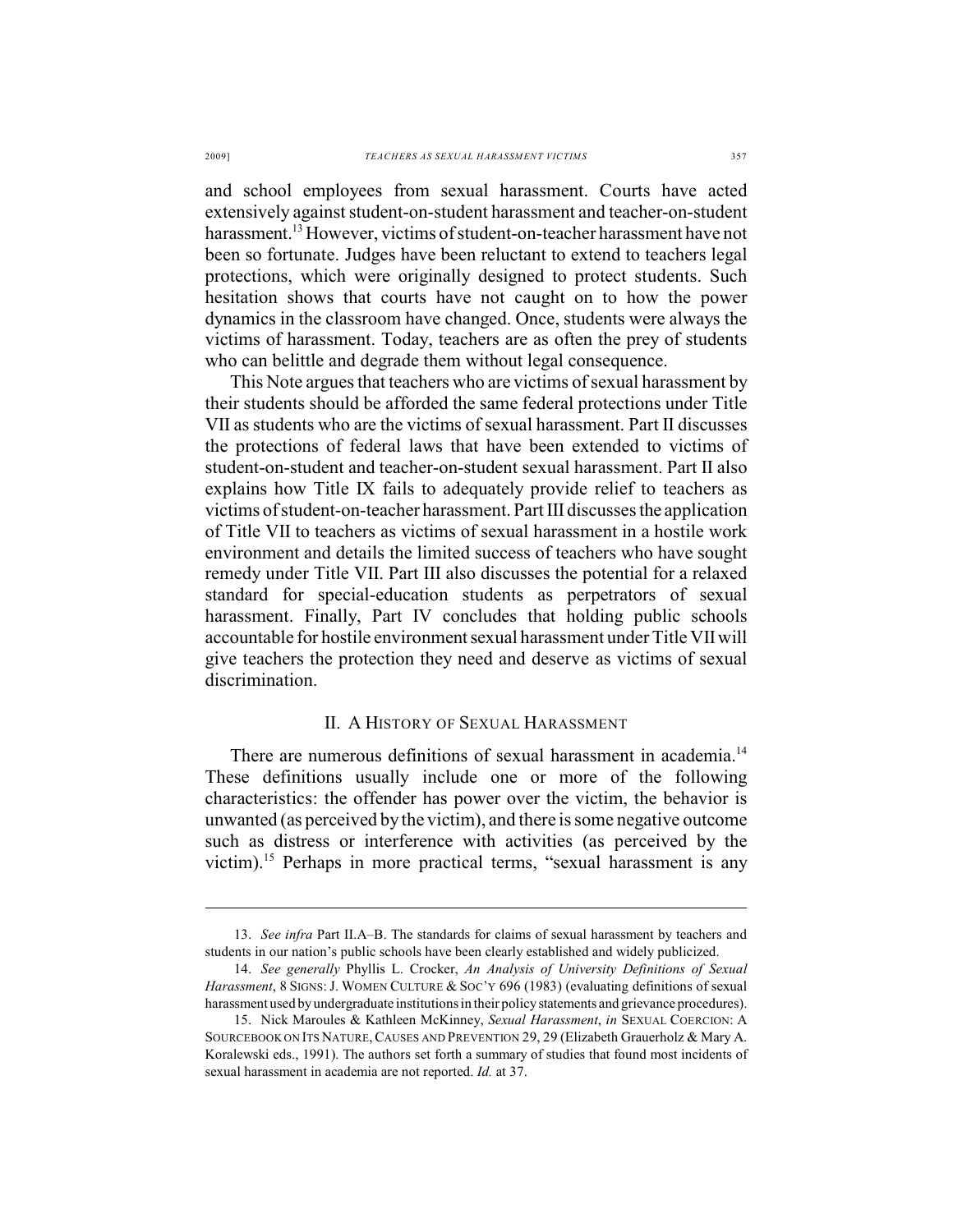and school employees from sexual harassment. Courts have acted extensively against student-on-student harassment and teacher-on-student harassment.[13] However, victims of student-on-teacher harassment have not been so fortunate. Judges have been reluctant to extend to teachers legal protections, which were originally designed to protect students. Such hesitation shows that courts have not caught on to how the power dynamics in the classroom have changed. Once, students were always the victims of harassment. Today, teachers are as often the prey of students who can belittle and degrade them without legal consequence.

This Note argues that teachers who are victims of sexual harassment by their students should be afforded the same federal protections under Title VII as students who are the victims of sexual harassment. Part II discusses the protections of federal laws that have been extended to victims of student-on-student and teacher-on-student sexual harassment. Part II also explains how Title IX fails to adequately provide relief to teachers as victims of student-on-teacher harassment. Part III discusses the application of Title VII to teachers as victims of sexual harassment in a hostile work environment and details the limited success of teachers who have sought remedy under Title VII. Part III also discusses the potential for a relaxed standard for special-education students as perpetrators of sexual harassment. Finally, Part IV concludes that holding public schools accountable for hostile environment sexual harassment under Title VII will give teachers the protection they need and deserve as victims of sexual discrimination.

## II. A History of Sexual Harassment

There are numerous definitions of sexual harassment in academia.[14] These definitions usually include one or more of the following characteristics: the offender has power over the victim, the behavior is unwanted (as perceived by the victim), and there is some negative outcome such as distress or interference with activities (as perceived by the victim).[15] Perhaps in more practical terms, "sexual harassment is any

---

13. *See infra* Part II.A–B. The standards for claims of sexual harassment by teachers and students in our nation's public schools have been clearly established and widely publicized.

14. *See generally* Phyllis L. Crocker, *An Analysis of University Definitions of Sexual Harassment*, 8 SIGNS: J. WOMEN CULTURE & SOC'Y 696 (1983) (evaluating definitions of sexual harassment used by undergraduate institutions in their policy statements and grievance procedures).

15. Nick Maroules & Kathleen McKinney, *Sexual Harassment*, *in* SEXUAL COERCION: A SOURCEBOOK ON ITS NATURE, CAUSES AND PREVENTION 29, 29 (Elizabeth Grauerholz & Mary A. Koralewski eds., 1991). The authors set forth a summary of studies that found most incidents of sexual harassment in academia are not reported. *Id.* at 37.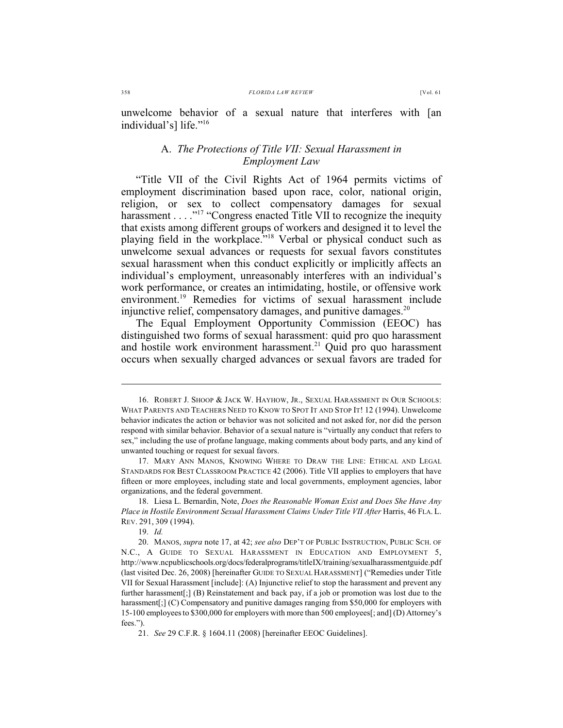unwelcome behavior of a sexual nature that interferes with [an individual's] life."[16]

## A. *The Protections of Title VII: Sexual Harassment in Employment Law*

"Title VII of the Civil Rights Act of 1964 permits victims of employment discrimination based upon race, color, national origin, religion, or sex to collect compensatory damages for sexual harassment . . . ."[17] "Congress enacted Title VII to recognize the inequity that exists among different groups of workers and designed it to level the playing field in the workplace."[18] Verbal or physical conduct such as unwelcome sexual advances or requests for sexual favors constitutes sexual harassment when this conduct explicitly or implicitly affects an individual's employment, unreasonably interferes with an individual's work performance, or creates an intimidating, hostile, or offensive work environment.[19] Remedies for victims of sexual harassment include injunctive relief, compensatory damages, and punitive damages.[20]

The Equal Employment Opportunity Commission (EEOC) has distinguished two forms of sexual harassment: quid pro quo harassment and hostile work environment harassment.[21] Quid pro quo harassment occurs when sexually charged advances or sexual favors are traded for

---

16. ROBERT J. SHOOP & JACK W. HAYHOW, JR., SEXUAL HARASSMENT IN OUR SCHOOLS: WHAT PARENTS AND TEACHERS NEED TO KNOW TO SPOT IT AND STOP IT! 12 (1994). Unwelcome behavior indicates the action or behavior was not solicited and not asked for, nor did the person respond with similar behavior. Behavior of a sexual nature is "virtually any conduct that refers to sex," including the use of profane language, making comments about body parts, and any kind of unwanted touching or request for sexual favors.

17. MARY ANN MANOS, KNOWING WHERE TO DRAW THE LINE: ETHICAL AND LEGAL STANDARDS FOR BEST CLASSROOM PRACTICE 42 (2006). Title VII applies to employers that have fifteen or more employees, including state and local governments, employment agencies, labor organizations, and the federal government.

18. Liesa L. Bernardin, Note, *Does the Reasonable Woman Exist and Does She Have Any Place in Hostile Environment Sexual Harassment Claims Under Title VII After* Harris, 46 FLA. L. REV. 291, 309 (1994).

19. *Id.*

20. MANOS, *supra* note 17, at 42; *see also* DEP'T OF PUBLIC INSTRUCTION, PUBLIC SCH. OF N.C., A GUIDE TO SEXUAL HARASSMENT IN EDUCATION AND EMPLOYMENT 5, http://www.ncpublicschools.org/docs/federalprograms/titleIX/training/sexualharassmentguide.pdf (last visited Dec. 26, 2008) [hereinafter GUIDE TO SEXUAL HARASSMENT] ("Remedies under Title VII for Sexual Harassment [include]: (A) Injunctive relief to stop the harassment and prevent any further harassment[;] (B) Reinstatement and back pay, if a job or promotion was lost due to the harassment[;] (C) Compensatory and punitive damages ranging from $50,000 for employers with 15-100 employees to $300,000 for employers with more than 500 employees[; and] (D) Attorney's fees.").

21. *See* 29 C.F.R. § 1604.11 (2008) [hereinafter EEOC Guidelines].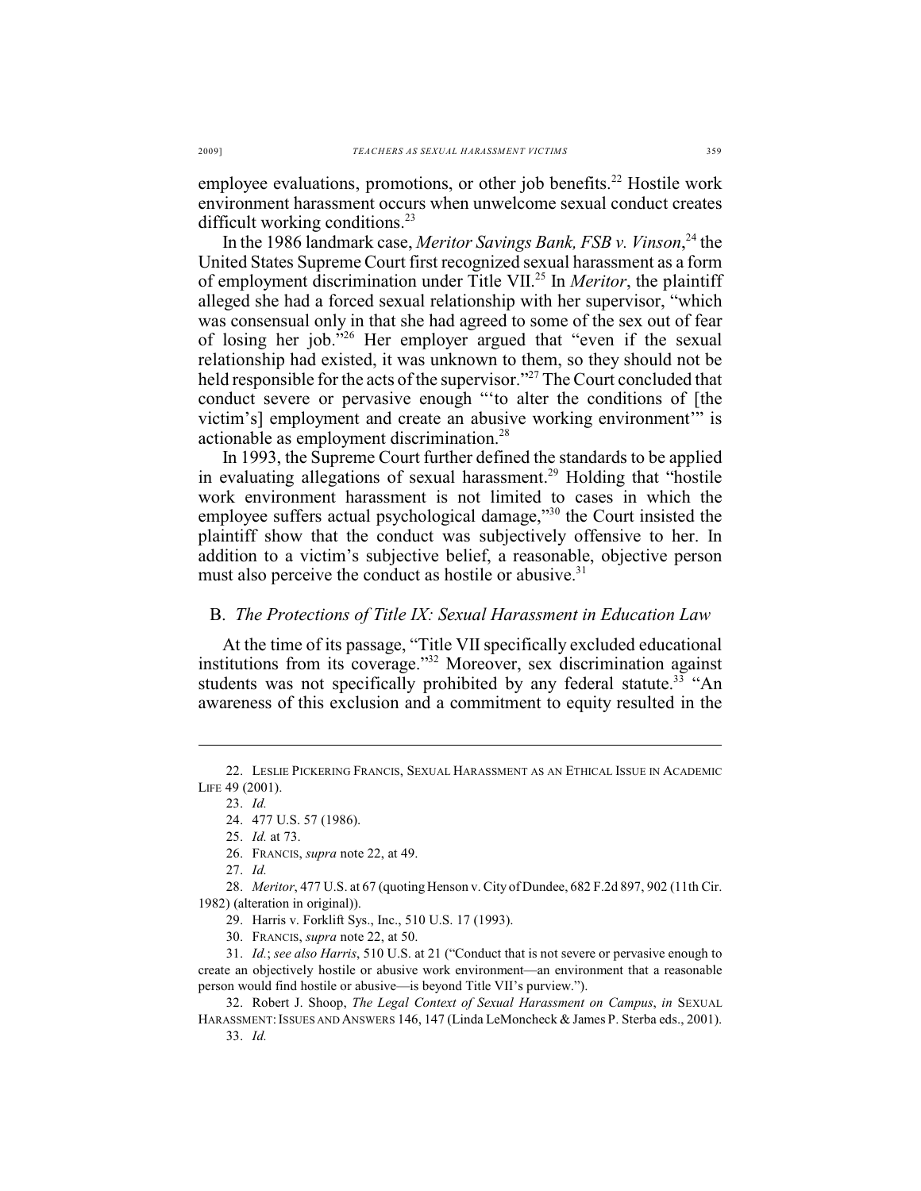employee evaluations, promotions, or other job benefits.[22] Hostile work environment harassment occurs when unwelcome sexual conduct creates difficult working conditions.[23]

In the 1986 landmark case, *Meritor Savings Bank, FSB v. Vinson*,[24] the United States Supreme Court first recognized sexual harassment as a form of employment discrimination under Title VII.[25] In *Meritor*, the plaintiff alleged she had a forced sexual relationship with her supervisor, "which was consensual only in that she had agreed to some of the sex out of fear of losing her job."[26] Her employer argued that "even if the sexual relationship had existed, it was unknown to them, so they should not be held responsible for the acts of the supervisor."[27] The Court concluded that conduct severe or pervasive enough "'to alter the conditions of [the victim's] employment and create an abusive working environment'" is actionable as employment discrimination.[28]

In 1993, the Supreme Court further defined the standards to be applied in evaluating allegations of sexual harassment.[29] Holding that "hostile work environment harassment is not limited to cases in which the employee suffers actual psychological damage,"[30] the Court insisted the plaintiff show that the conduct was subjectively offensive to her. In addition to a victim's subjective belief, a reasonable, objective person must also perceive the conduct as hostile or abusive.[31]

### B. *The Protections of Title IX: Sexual Harassment in Education Law*

At the time of its passage, "Title VII specifically excluded educational institutions from its coverage."[32] Moreover, sex discrimination against students was not specifically prohibited by any federal statute.[33] "An awareness of this exclusion and a commitment to equity resulted in the

---

22. LESLIE PICKERING FRANCIS, SEXUAL HARASSMENT AS AN ETHICAL ISSUE IN ACADEMIC LIFE 49 (2001).

23. *Id.*

24. 477 U.S. 57 (1986).

25. *Id.* at 73.

26. FRANCIS, *supra* note 22, at 49.

27. *Id.*

28. *Meritor*, 477 U.S. at 67 (quoting Henson v. City of Dundee, 682 F.2d 897, 902 (11th Cir. 1982) (alteration in original)).

29. Harris v. Forklift Sys., Inc., 510 U.S. 17 (1993).

30. FRANCIS, *supra* note 22, at 50.

31. *Id.*; *see also Harris*, 510 U.S. at 21 ("Conduct that is not severe or pervasive enough to create an objectively hostile or abusive work environment—an environment that a reasonable person would find hostile or abusive—is beyond Title VII's purview.").

32. Robert J. Shoop, *The Legal Context of Sexual Harassment on Campus*, *in* SEXUAL HARASSMENT: ISSUES AND ANSWERS 146, 147 (Linda LeMoncheck & James P. Sterba eds., 2001).

33. *Id.*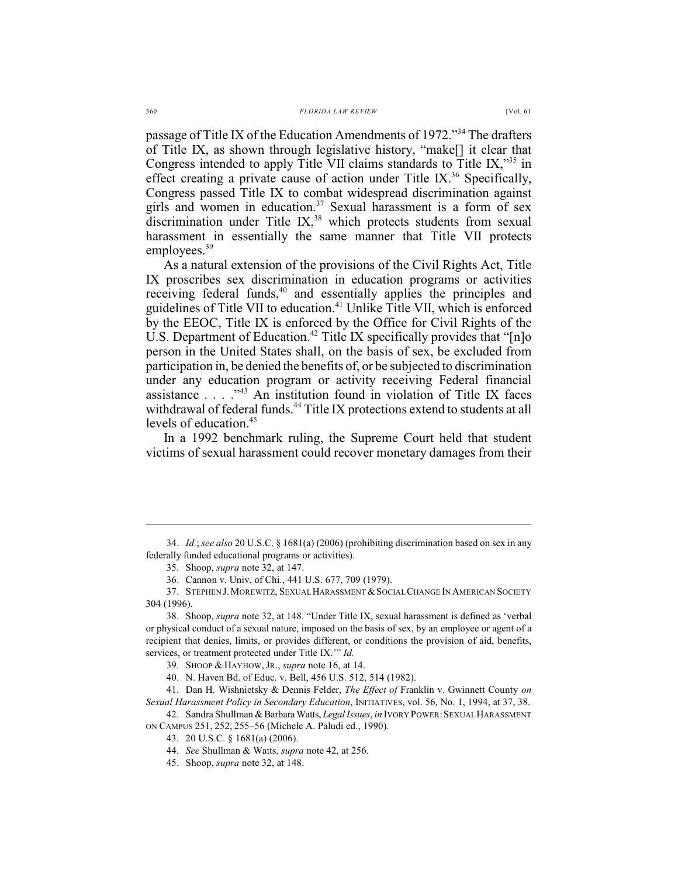passage of Title IX of the Education Amendments of 1972."[34] The drafters of Title IX, as shown through legislative history, "make[] it clear that Congress intended to apply Title VII claims standards to Title IX,"[35] in effect creating a private cause of action under Title IX.[36] Specifically, Congress passed Title IX to combat widespread discrimination against girls and women in education.[37] Sexual harassment is a form of sex discrimination under Title IX,[38] which protects students from sexual harassment in essentially the same manner that Title VII protects employees.[39]

As a natural extension of the provisions of the Civil Rights Act, Title IX proscribes sex discrimination in education programs or activities receiving federal funds,[40] and essentially applies the principles and guidelines of Title VII to education.[41] Unlike Title VII, which is enforced by the EEOC, Title IX is enforced by the Office for Civil Rights of the U.S. Department of Education.[42] Title IX specifically provides that "[n]o person in the United States shall, on the basis of sex, be excluded from participation in, be denied the benefits of, or be subjected to discrimination under any education program or activity receiving Federal financial assistance . . . ."[43] An institution found in violation of Title IX faces withdrawal of federal funds.[44] Title IX protections extend to students at all levels of education.[45]

In a 1992 benchmark ruling, the Supreme Court held that student victims of sexual harassment could recover monetary damages from their

---

34. *Id.*; *see also* 20 U.S.C. § 1681(a) (2006) (prohibiting discrimination based on sex in any federally funded educational programs or activities).

35. Shoop, *supra* note 32, at 147.

36. Cannon v. Univ. of Chi., 441 U.S. 677, 709 (1979).

37. STEPHEN J. MOREWITZ, SEXUAL HARASSMENT & SOCIAL CHANGE IN AMERICAN SOCIETY 304 (1996).

38. Shoop, *supra* note 32, at 148. "Under Title IX, sexual harassment is defined as 'verbal or physical conduct of a sexual nature, imposed on the basis of sex, by an employee or agent of a recipient that denies, limits, or provides different, or conditions the provision of aid, benefits, services, or treatment protected under Title IX.'" *Id.*

39. SHOOP & HAYHOW, JR., *supra* note 16, at 14.

40. N. Haven Bd. of Educ. v. Bell, 456 U.S. 512, 514 (1982).

41. Dan H. Wishnietsky & Dennis Felder, *The Effect of* Franklin v. Gwinnett County *on Sexual Harassment Policy in Secondary Education*, INITIATIVES, vol. 56, No. 1, 1994, at 37, 38.

42. Sandra Shullman & Barbara Watts, *Legal Issues*, *in* IVORY POWER: SEXUAL HARASSMENT ON CAMPUS 251, 252, 255–56 (Michele A. Paludi ed., 1990).

43. 20 U.S.C. § 1681(a) (2006).

44. *See* Shullman & Watts, *supra* note 42, at 256.

45. Shoop, *supra* note 32, at 148.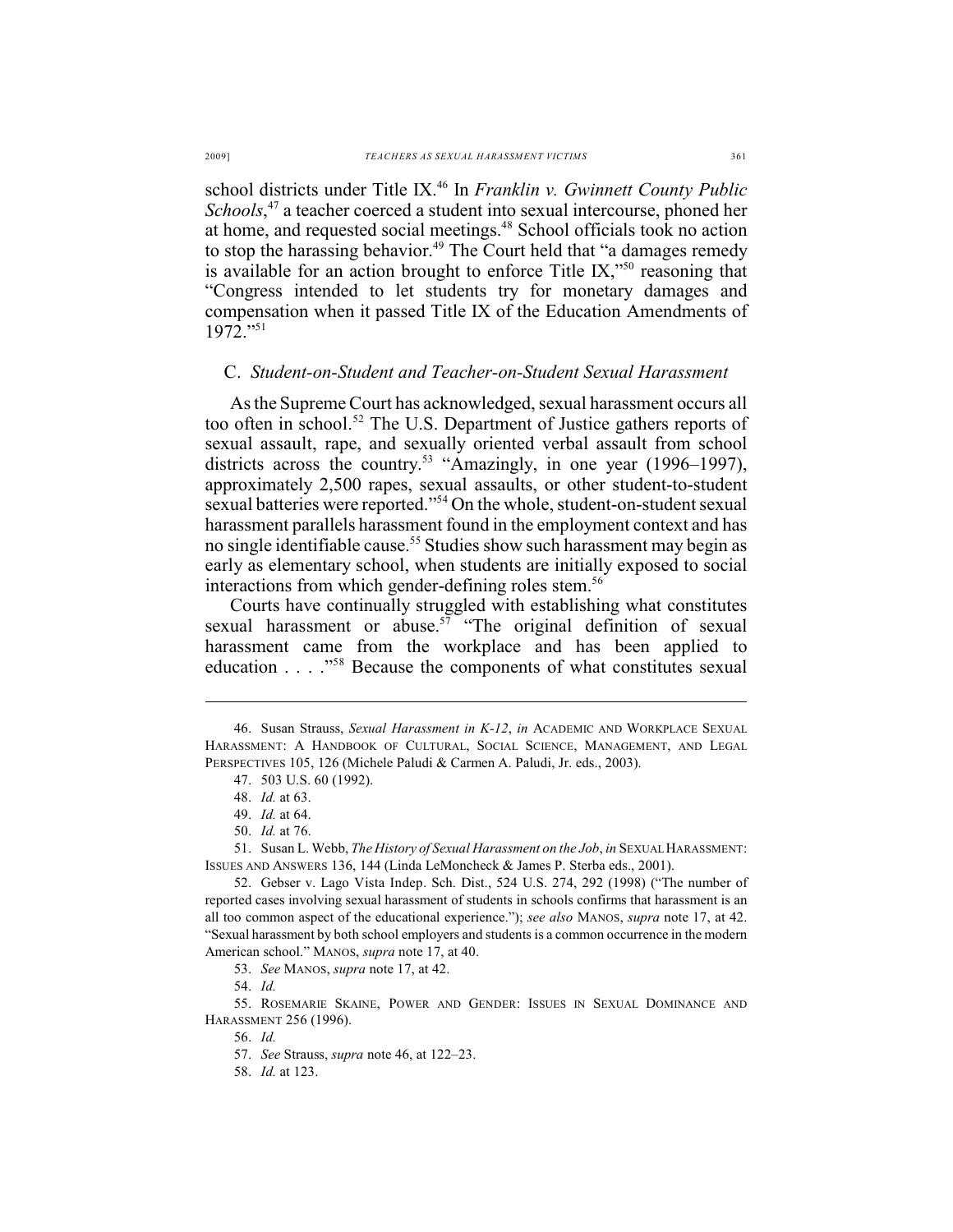school districts under Title IX.[46] In *Franklin v. Gwinnett County Public Schools*,[47] a teacher coerced a student into sexual intercourse, phoned her at home, and requested social meetings.[48] School officials took no action to stop the harassing behavior.[49] The Court held that "a damages remedy is available for an action brought to enforce Title IX,"[50] reasoning that "Congress intended to let students try for monetary damages and compensation when it passed Title IX of the Education Amendments of 1972."[51]

### C. *Student-on-Student and Teacher-on-Student Sexual Harassment*

As the Supreme Court has acknowledged, sexual harassment occurs all too often in school.[52] The U.S. Department of Justice gathers reports of sexual assault, rape, and sexually oriented verbal assault from school districts across the country.[53] "Amazingly, in one year (1996–1997), approximately 2,500 rapes, sexual assaults, or other student-to-student sexual batteries were reported."[54] On the whole, student-on-student sexual harassment parallels harassment found in the employment context and has no single identifiable cause.[55] Studies show such harassment may begin as early as elementary school, when students are initially exposed to social interactions from which gender-defining roles stem.[56]

Courts have continually struggled with establishing what constitutes sexual harassment or abuse.[57] "The original definition of sexual harassment came from the workplace and has been applied to education . . . ."[58] Because the components of what constitutes sexual

---

46. Susan Strauss, *Sexual Harassment in K-12*, *in* ACADEMIC AND WORKPLACE SEXUAL HARASSMENT: A HANDBOOK OF CULTURAL, SOCIAL SCIENCE, MANAGEMENT, AND LEGAL PERSPECTIVES 105, 126 (Michele Paludi & Carmen A. Paludi, Jr. eds., 2003).

47. 503 U.S. 60 (1992).

48. *Id.* at 63.

49. *Id.* at 64.

50. *Id.* at 76.

51. Susan L. Webb, *The History of Sexual Harassment on the Job*, *in* SEXUAL HARASSMENT: ISSUES AND ANSWERS 136, 144 (Linda LeMoncheck & James P. Sterba eds., 2001).

52. Gebser v. Lago Vista Indep. Sch. Dist., 524 U.S. 274, 292 (1998) ("The number of reported cases involving sexual harassment of students in schools confirms that harassment is an all too common aspect of the educational experience."); *see also* MANOS, *supra* note 17, at 42. "Sexual harassment by both school employers and students is a common occurrence in the modern American school." MANOS, *supra* note 17, at 40.

53. *See* MANOS, *supra* note 17, at 42.

54. *Id.*

55. ROSEMARIE SKAINE, POWER AND GENDER: ISSUES IN SEXUAL DOMINANCE AND HARASSMENT 256 (1996).

56. *Id.*

57. *See* Strauss, *supra* note 46, at 122–23.

58. *Id.* at 123.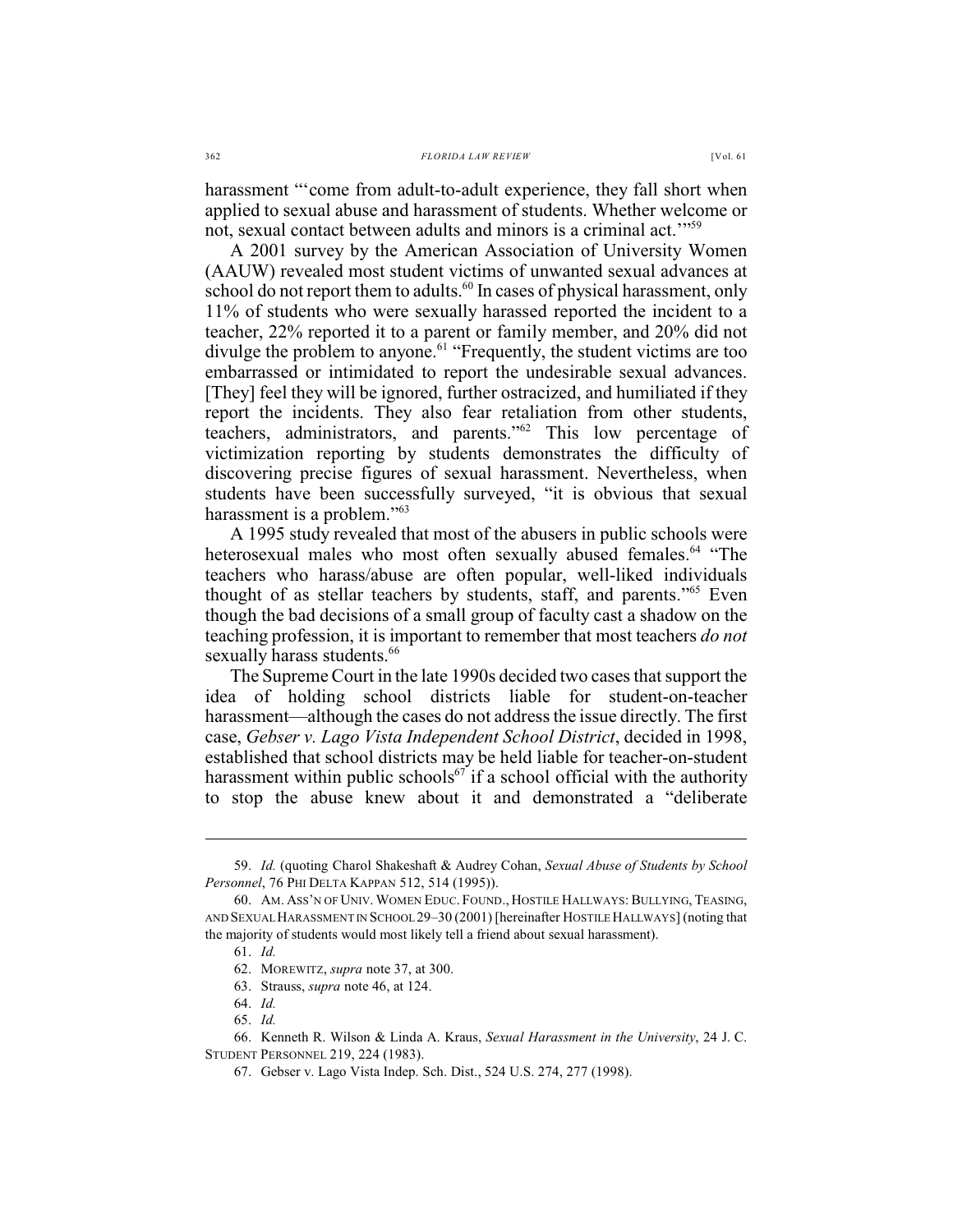harassment "'come from adult-to-adult experience, they fall short when applied to sexual abuse and harassment of students. Whether welcome or not, sexual contact between adults and minors is a criminal act.'"[59]

A 2001 survey by the American Association of University Women (AAUW) revealed most student victims of unwanted sexual advances at school do not report them to adults.[60] In cases of physical harassment, only 11% of students who were sexually harassed reported the incident to a teacher, 22% reported it to a parent or family member, and 20% did not divulge the problem to anyone.[61] "Frequently, the student victims are too embarrassed or intimidated to report the undesirable sexual advances. [They] feel they will be ignored, further ostracized, and humiliated if they report the incidents. They also fear retaliation from other students, teachers, administrators, and parents."[62] This low percentage of victimization reporting by students demonstrates the difficulty of discovering precise figures of sexual harassment. Nevertheless, when students have been successfully surveyed, "it is obvious that sexual harassment is a problem."[63]

A 1995 study revealed that most of the abusers in public schools were heterosexual males who most often sexually abused females.[64] "The teachers who harass/abuse are often popular, well-liked individuals thought of as stellar teachers by students, staff, and parents."[65] Even though the bad decisions of a small group of faculty cast a shadow on the teaching profession, it is important to remember that most teachers *do not* sexually harass students.[66]

The Supreme Court in the late 1990s decided two cases that support the idea of holding school districts liable for student-on-teacher harassment—although the cases do not address the issue directly. The first case, *Gebser v. Lago Vista Independent School District*, decided in 1998, established that school districts may be held liable for teacher-on-student harassment within public schools[67] if a school official with the authority to stop the abuse knew about it and demonstrated a "deliberate

---

59. *Id.* (quoting Charol Shakeshaft & Audrey Cohan, *Sexual Abuse of Students by School Personnel*, 76 PHI DELTA KAPPAN 512, 514 (1995)).

60. AM. ASS'N OF UNIV. WOMEN EDUC. FOUND., HOSTILE HALLWAYS: BULLYING, TEASING, AND SEXUAL HARASSMENT IN SCHOOL 29–30 (2001) [hereinafter HOSTILE HALLWAYS] (noting that the majority of students would most likely tell a friend about sexual harassment).

61. *Id.*

62. MOREWITZ, *supra* note 37, at 300.

63. Strauss, *supra* note 46, at 124.

64. *Id.*

65. *Id.*

66. Kenneth R. Wilson & Linda A. Kraus, *Sexual Harassment in the University*, 24 J. C. STUDENT PERSONNEL 219, 224 (1983).

67. Gebser v. Lago Vista Indep. Sch. Dist., 524 U.S. 274, 277 (1998).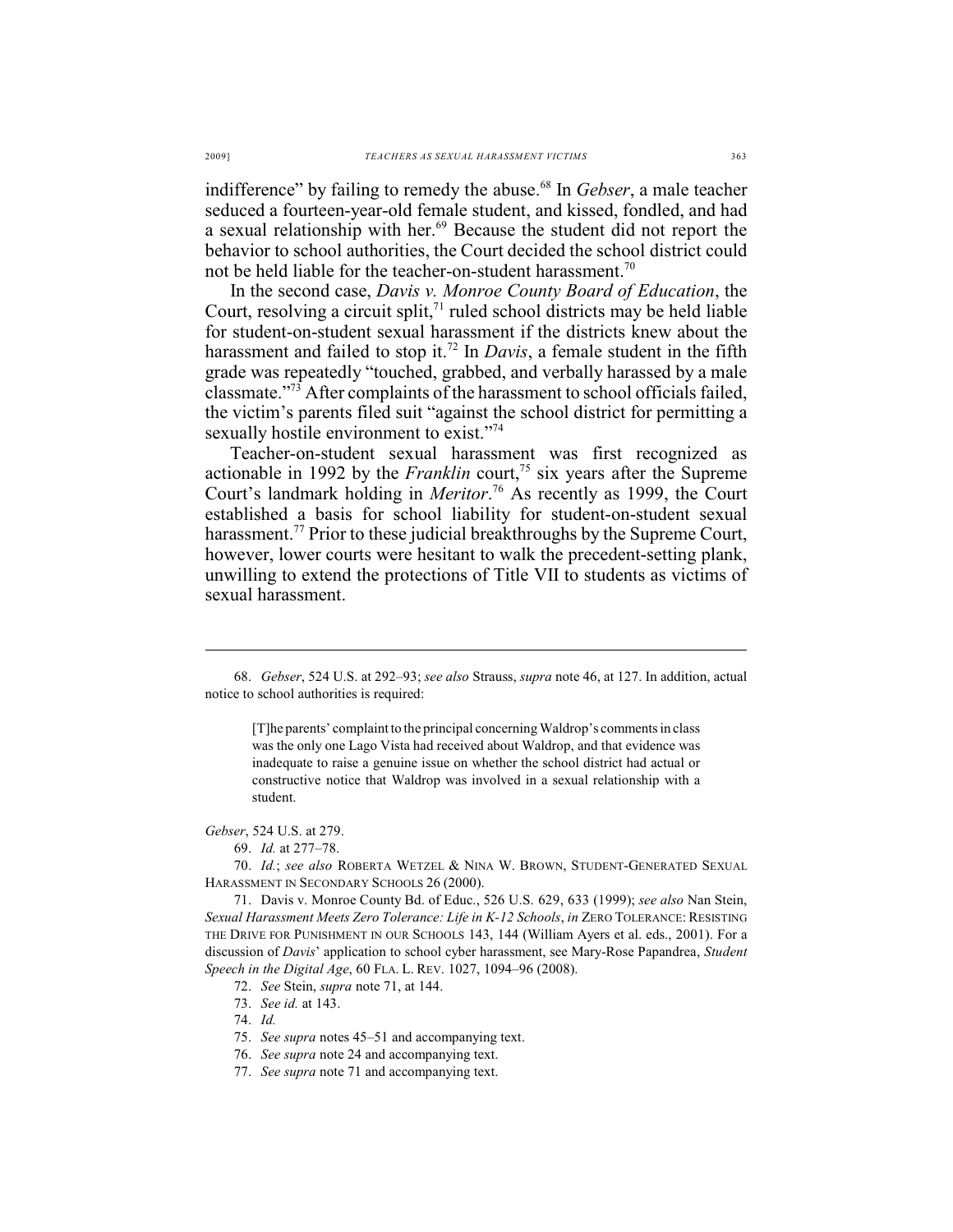indifference" by failing to remedy the abuse.[68] In *Gebser*, a male teacher seduced a fourteen-year-old female student, and kissed, fondled, and had a sexual relationship with her.[69] Because the student did not report the behavior to school authorities, the Court decided the school district could not be held liable for the teacher-on-student harassment.[70]

In the second case, *Davis v. Monroe County Board of Education*, the Court, resolving a circuit split,[71] ruled school districts may be held liable for student-on-student sexual harassment if the districts knew about the harassment and failed to stop it.[72] In *Davis*, a female student in the fifth grade was repeatedly "touched, grabbed, and verbally harassed by a male classmate."[73] After complaints of the harassment to school officials failed, the victim's parents filed suit "against the school district for permitting a sexually hostile environment to exist."[74]

Teacher-on-student sexual harassment was first recognized as actionable in 1992 by the *Franklin* court,[75] six years after the Supreme Court's landmark holding in *Meritor*.[76] As recently as 1999, the Court established a basis for school liability for student-on-student sexual harassment.[77] Prior to these judicial breakthroughs by the Supreme Court, however, lower courts were hesitant to walk the precedent-setting plank, unwilling to extend the protections of Title VII to students as victims of sexual harassment.

---

68. *Gebser*, 524 U.S. at 292–93; *see also* Strauss, *supra* note 46, at 127. In addition, actual notice to school authorities is required:

> [T]he parents' complaint to the principal concerning Waldrop's comments in class was the only one Lago Vista had received about Waldrop, and that evidence was inadequate to raise a genuine issue on whether the school district had actual or constructive notice that Waldrop was involved in a sexual relationship with a student.

*Gebser*, 524 U.S. at 279.

69. *Id.* at 277–78.

70. *Id.*; *see also* ROBERTA WETZEL & NINA W. BROWN, STUDENT-GENERATED SEXUAL HARASSMENT IN SECONDARY SCHOOLS 26 (2000).

71. Davis v. Monroe County Bd. of Educ., 526 U.S. 629, 633 (1999); *see also* Nan Stein, *Sexual Harassment Meets Zero Tolerance: Life in K-12 Schools*, *in* ZERO TOLERANCE: RESISTING THE DRIVE FOR PUNISHMENT IN OUR SCHOOLS 143, 144 (William Ayers et al. eds., 2001). For a discussion of *Davis*' application to school cyber harassment, see Mary-Rose Papandrea, *Student Speech in the Digital Age*, 60 FLA. L. REV. 1027, 1094–96 (2008).

72. *See* Stein, *supra* note 71, at 144.

73. *See id.* at 143.

74. *Id.*

75. *See supra* notes 45–51 and accompanying text.

76. *See supra* note 24 and accompanying text.

77. *See supra* note 71 and accompanying text.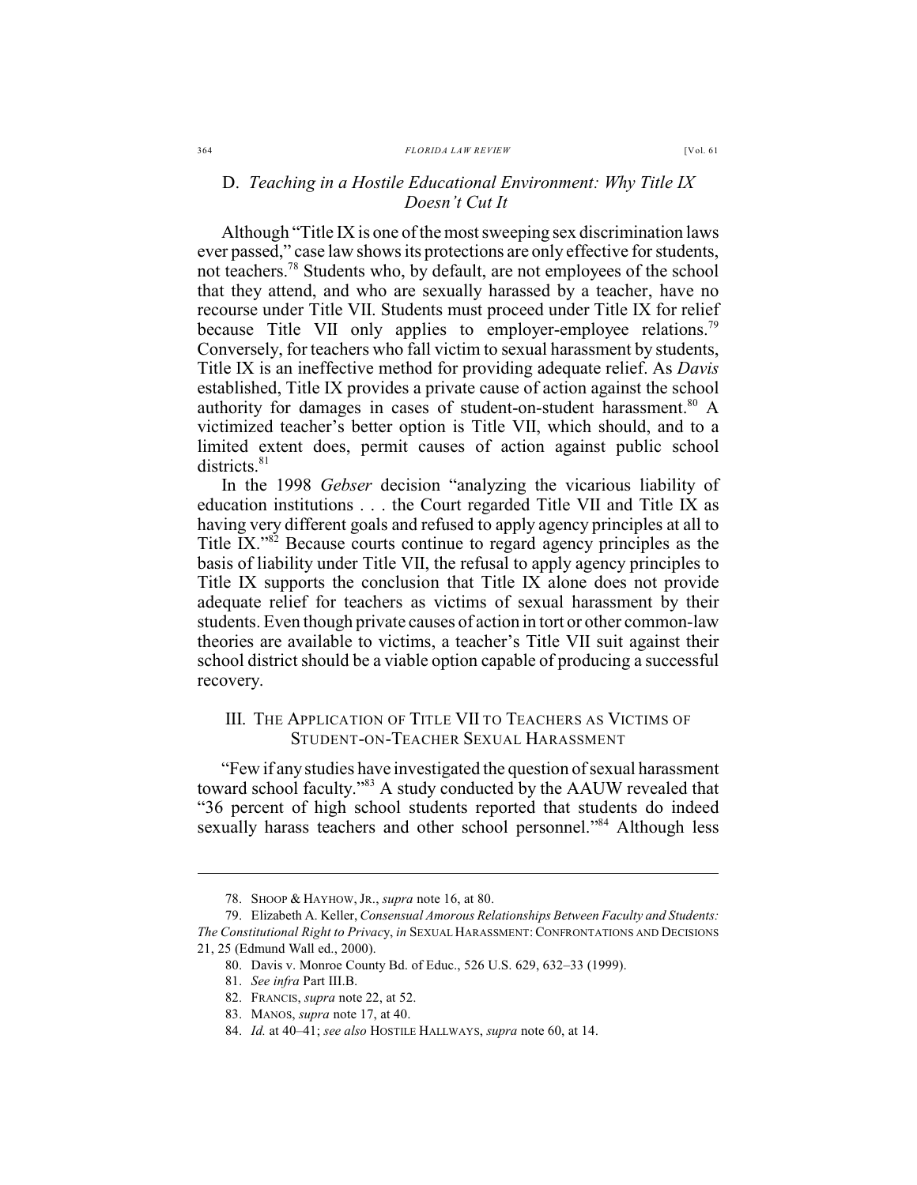### D. *Teaching in a Hostile Educational Environment: Why Title IX Doesn't Cut It*

Although "Title IX is one of the most sweeping sex discrimination laws ever passed," case law shows its protections are only effective for students, not teachers.[78] Students who, by default, are not employees of the school that they attend, and who are sexually harassed by a teacher, have no recourse under Title VII. Students must proceed under Title IX for relief because Title VII only applies to employer-employee relations.[79] Conversely, for teachers who fall victim to sexual harassment by students, Title IX is an ineffective method for providing adequate relief. As *Davis* established, Title IX provides a private cause of action against the school authority for damages in cases of student-on-student harassment.[80] A victimized teacher's better option is Title VII, which should, and to a limited extent does, permit causes of action against public school districts.[81]

In the 1998 *Gebser* decision "analyzing the vicarious liability of education institutions . . . the Court regarded Title VII and Title IX as having very different goals and refused to apply agency principles at all to Title IX."[82] Because courts continue to regard agency principles as the basis of liability under Title VII, the refusal to apply agency principles to Title IX supports the conclusion that Title IX alone does not provide adequate relief for teachers as victims of sexual harassment by their students. Even though private causes of action in tort or other common-law theories are available to victims, a teacher's Title VII suit against their school district should be a viable option capable of producing a successful recovery.

## III. THE APPLICATION OF TITLE VII TO TEACHERS AS VICTIMS OF STUDENT-ON-TEACHER SEXUAL HARASSMENT

"Few if any studies have investigated the question of sexual harassment toward school faculty."[83] A study conducted by the AAUW revealed that "36 percent of high school students reported that students do indeed sexually harass teachers and other school personnel."[84] Although less

---

78. SHOOP & HAYHOW, JR., *supra* note 16, at 80.

79. Elizabeth A. Keller, *Consensual Amorous Relationships Between Faculty and Students: The Constitutional Right to Privacy*, *in* SEXUAL HARASSMENT: CONFRONTATIONS AND DECISIONS 21, 25 (Edmund Wall ed., 2000).

80. Davis v. Monroe County Bd. of Educ., 526 U.S. 629, 632–33 (1999).

81. *See infra* Part III.B.

82. FRANCIS, *supra* note 22, at 52.

83. MANOS, *supra* note 17, at 40.

84. *Id.* at 40–41; *see also* HOSTILE HALLWAYS, *supra* note 60, at 14.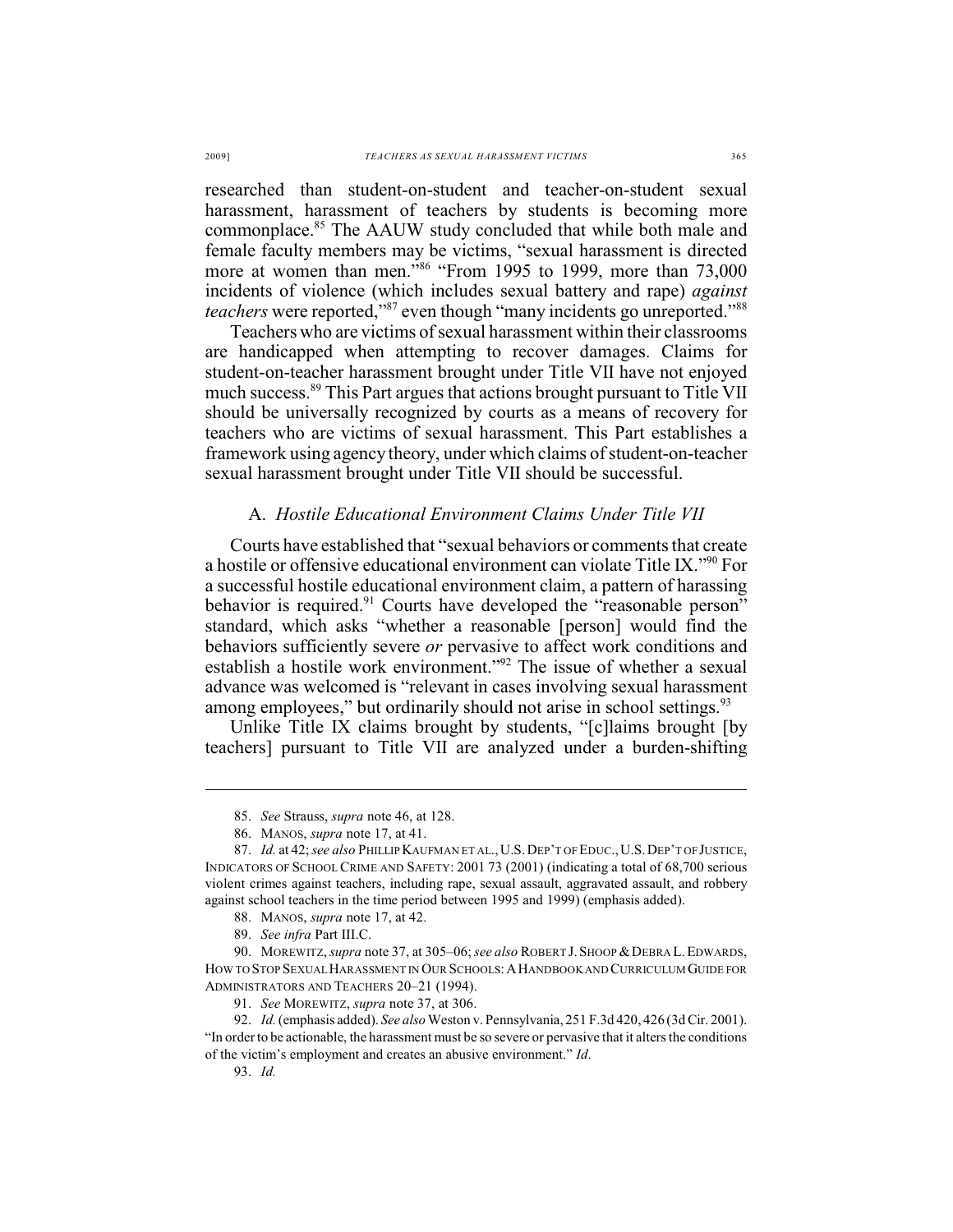researched than student-on-student and teacher-on-student sexual harassment, harassment of teachers by students is becoming more commonplace.[85] The AAUW study concluded that while both male and female faculty members may be victims, "sexual harassment is directed more at women than men."[86] "From 1995 to 1999, more than 73,000 incidents of violence (which includes sexual battery and rape) *against teachers* were reported,"[87] even though "many incidents go unreported."[88]

Teachers who are victims of sexual harassment within their classrooms are handicapped when attempting to recover damages. Claims for student-on-teacher harassment brought under Title VII have not enjoyed much success.[89] This Part argues that actions brought pursuant to Title VII should be universally recognized by courts as a means of recovery for teachers who are victims of sexual harassment. This Part establishes a framework using agency theory, under which claims of student-on-teacher sexual harassment brought under Title VII should be successful.

### A. *Hostile Educational Environment Claims Under Title VII*

Courts have established that "sexual behaviors or comments that create a hostile or offensive educational environment can violate Title IX."[90] For a successful hostile educational environment claim, a pattern of harassing behavior is required.[91] Courts have developed the "reasonable person" standard, which asks "whether a reasonable [person] would find the behaviors sufficiently severe *or* pervasive to affect work conditions and establish a hostile work environment."[92] The issue of whether a sexual advance was welcomed is "relevant in cases involving sexual harassment among employees," but ordinarily should not arise in school settings.[93]

Unlike Title IX claims brought by students, "[c]laims brought [by teachers] pursuant to Title VII are analyzed under a burden-shifting

---

85. *See* Strauss, *supra* note 46, at 128.

86. MANOS, *supra* note 17, at 41.

87. *Id.* at 42; *see also* PHILLIP KAUFMAN ET AL., U.S. DEP'T OF EDUC., U.S. DEP'T OF JUSTICE, INDICATORS OF SCHOOL CRIME AND SAFETY: 2001 73 (2001) (indicating a total of 68,700 serious violent crimes against teachers, including rape, sexual assault, aggravated assault, and robbery against school teachers in the time period between 1995 and 1999) (emphasis added).

88. MANOS, *supra* note 17, at 42.

89. *See infra* Part III.C.

90. MOREWITZ, *supra* note 37, at 305–06; *see also* ROBERT J. SHOOP & DEBRA L. EDWARDS, HOW TO STOP SEXUAL HARASSMENT IN OUR SCHOOLS: A HANDBOOK AND CURRICULUM GUIDE FOR ADMINISTRATORS AND TEACHERS 20–21 (1994).

91. *See* MOREWITZ, *supra* note 37, at 306.

92. *Id.* (emphasis added). *See also* Weston v. Pennsylvania, 251 F.3d 420, 426 (3d Cir. 2001). "In order to be actionable, the harassment must be so severe or pervasive that it alters the conditions of the victim's employment and creates an abusive environment." *Id*.

93. *Id.*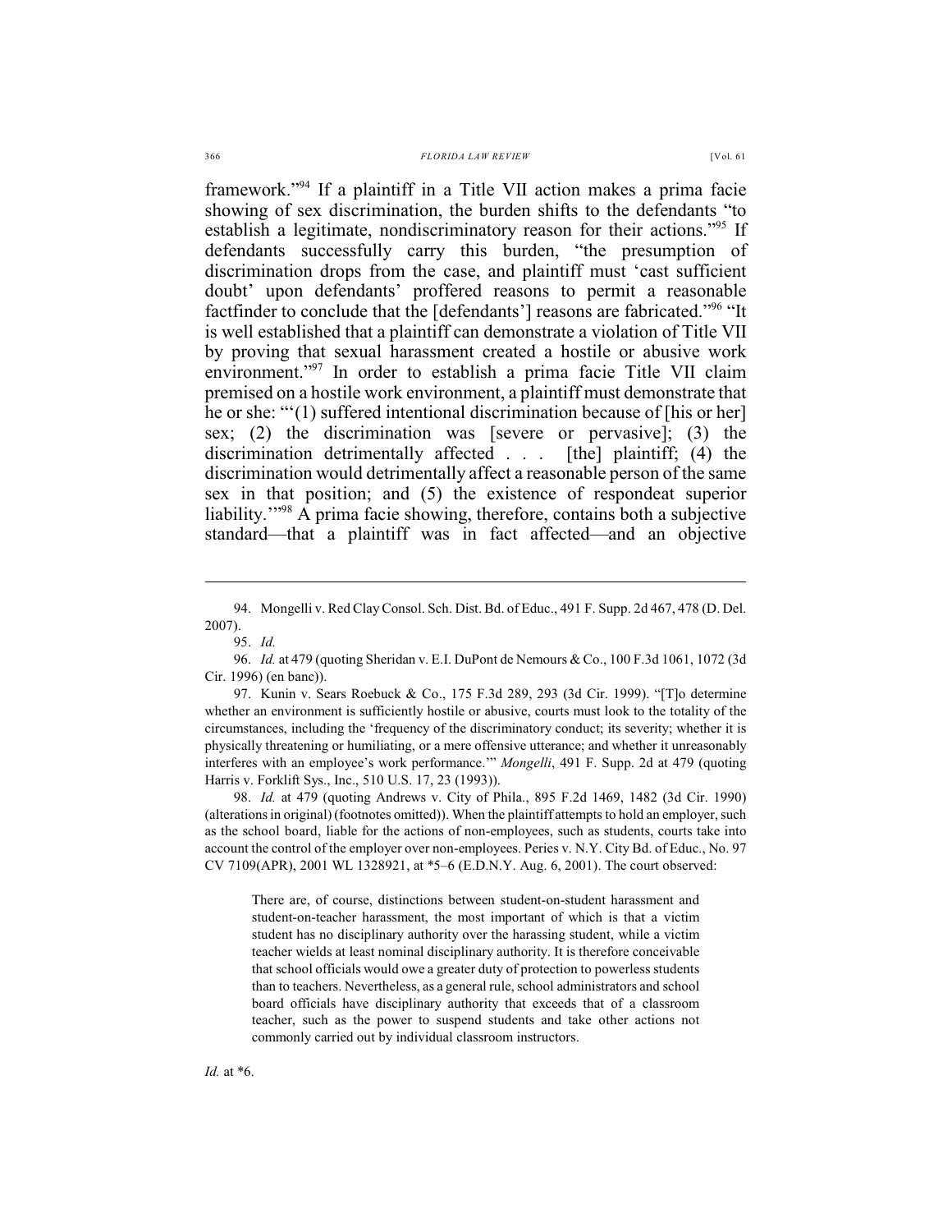framework."[94] If a plaintiff in a Title VII action makes a prima facie showing of sex discrimination, the burden shifts to the defendants "to establish a legitimate, nondiscriminatory reason for their actions."[95] If defendants successfully carry this burden, "the presumption of discrimination drops from the case, and plaintiff must 'cast sufficient doubt' upon defendants' proffered reasons to permit a reasonable factfinder to conclude that the [defendants'] reasons are fabricated."[96] "It is well established that a plaintiff can demonstrate a violation of Title VII by proving that sexual harassment created a hostile or abusive work environment."[97] In order to establish a prima facie Title VII claim premised on a hostile work environment, a plaintiff must demonstrate that he or she: "'(1) suffered intentional discrimination because of [his or her] sex; (2) the discrimination was [severe or pervasive]; (3) the discrimination detrimentally affected . . . [the] plaintiff; (4) the discrimination would detrimentally affect a reasonable person of the same sex in that position; and (5) the existence of respondeat superior liability.'"[98] A prima facie showing, therefore, contains both a subjective standard—that a plaintiff was in fact affected—and an objective

---

94. Mongelli v. Red Clay Consol. Sch. Dist. Bd. of Educ., 491 F. Supp. 2d 467, 478 (D. Del. 2007).

95. *Id.*

96. *Id.* at 479 (quoting Sheridan v. E.I. DuPont de Nemours & Co., 100 F.3d 1061, 1072 (3d Cir. 1996) (en banc)).

97. Kunin v. Sears Roebuck & Co., 175 F.3d 289, 293 (3d Cir. 1999). "[T]o determine whether an environment is sufficiently hostile or abusive, courts must look to the totality of the circumstances, including the 'frequency of the discriminatory conduct; its severity; whether it is physically threatening or humiliating, or a mere offensive utterance; and whether it unreasonably interferes with an employee's work performance.'" *Mongelli*, 491 F. Supp. 2d at 479 (quoting Harris v. Forklift Sys., Inc., 510 U.S. 17, 23 (1993)).

98. *Id.* at 479 (quoting Andrews v. City of Phila., 895 F.2d 1469, 1482 (3d Cir. 1990) (alterations in original) (footnotes omitted)). When the plaintiff attempts to hold an employer, such as the school board, liable for the actions of non-employees, such as students, courts take into account the control of the employer over non-employees. Peries v. N.Y. City Bd. of Educ., No. 97 CV 7109(APR), 2001 WL 1328921, at *5–6 (E.D.N.Y. Aug. 6, 2001). The court observed:

> There are, of course, distinctions between student-on-student harassment and student-on-teacher harassment, the most important of which is that a victim student has no disciplinary authority over the harassing student, while a victim teacher wields at least nominal disciplinary authority. It is therefore conceivable that school officials would owe a greater duty of protection to powerless students than to teachers. Nevertheless, as a general rule, school administrators and school board officials have disciplinary authority that exceeds that of a classroom teacher, such as the power to suspend students and take other actions not commonly carried out by individual classroom instructors.

*Id.* at *6.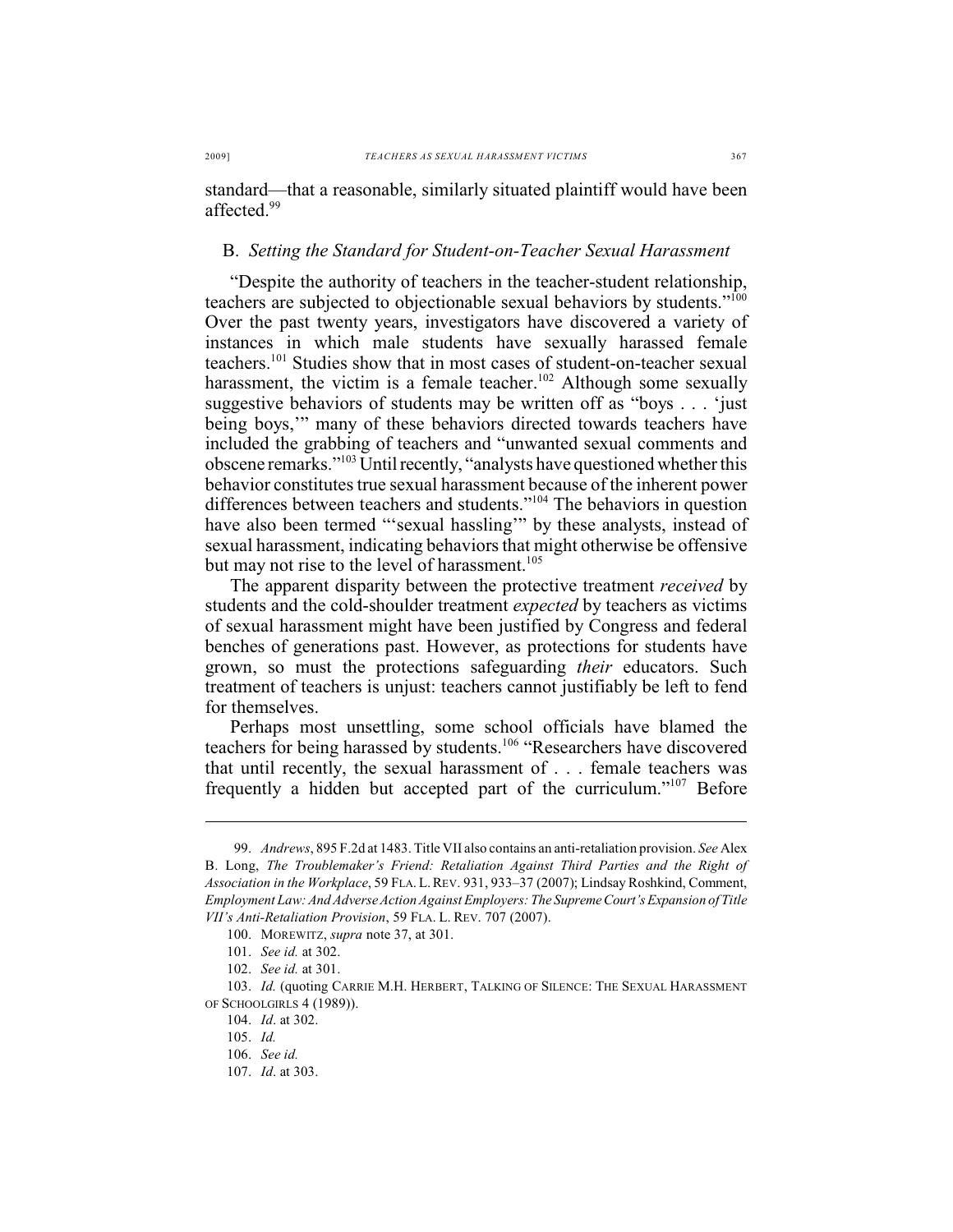standard—that a reasonable, similarly situated plaintiff would have been affected.[99]

## B. *Setting the Standard for Student-on-Teacher Sexual Harassment*

"Despite the authority of teachers in the teacher-student relationship, teachers are subjected to objectionable sexual behaviors by students."[100] Over the past twenty years, investigators have discovered a variety of instances in which male students have sexually harassed female teachers.[101] Studies show that in most cases of student-on-teacher sexual harassment, the victim is a female teacher.[102] Although some sexually suggestive behaviors of students may be written off as "boys . . . 'just being boys,'" many of these behaviors directed towards teachers have included the grabbing of teachers and "unwanted sexual comments and obscene remarks."[103] Until recently, "analysts have questioned whether this behavior constitutes true sexual harassment because of the inherent power differences between teachers and students."[104] The behaviors in question have also been termed "'sexual hassling'" by these analysts, instead of sexual harassment, indicating behaviors that might otherwise be offensive but may not rise to the level of harassment.[105]

The apparent disparity between the protective treatment *received* by students and the cold-shoulder treatment *expected* by teachers as victims of sexual harassment might have been justified by Congress and federal benches of generations past. However, as protections for students have grown, so must the protections safeguarding *their* educators. Such treatment of teachers is unjust: teachers cannot justifiably be left to fend for themselves.

Perhaps most unsettling, some school officials have blamed the teachers for being harassed by students.[106] "Researchers have discovered that until recently, the sexual harassment of . . . female teachers was frequently a hidden but accepted part of the curriculum."[107] Before

---

99. *Andrews*, 895 F.2d at 1483. Title VII also contains an anti-retaliation provision. *See* Alex B. Long, *The Troublemaker's Friend: Retaliation Against Third Parties and the Right of Association in the Workplace*, 59 FLA. L. REV. 931, 933–37 (2007); Lindsay Roshkind, Comment, *Employment Law: And Adverse Action Against Employers: The Supreme Court's Expansion of Title VII's Anti-Retaliation Provision*, 59 FLA. L. REV. 707 (2007).

100. MOREWITZ, *supra* note 37, at 301.

101. *See id.* at 302.

102. *See id.* at 301.

103. *Id.* (quoting CARRIE M.H. HERBERT, TALKING OF SILENCE: THE SEXUAL HARASSMENT OF SCHOOLGIRLS 4 (1989)).

104. *Id*. at 302.

105. *Id.*

106. *See id.*

107. *Id*. at 303.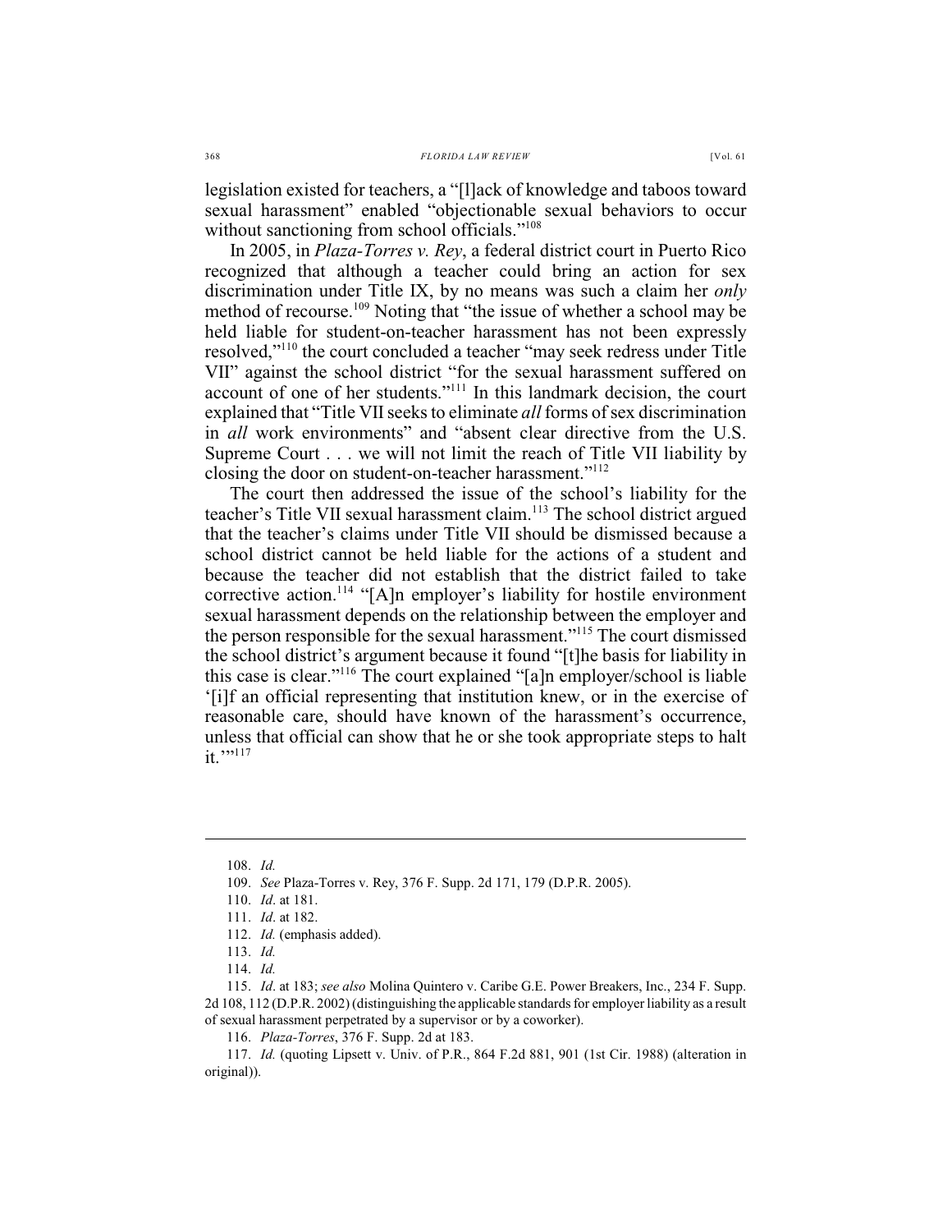legislation existed for teachers, a "[l]ack of knowledge and taboos toward sexual harassment" enabled "objectionable sexual behaviors to occur without sanctioning from school officials."[108]

In 2005, in *Plaza-Torres v. Rey*, a federal district court in Puerto Rico recognized that although a teacher could bring an action for sex discrimination under Title IX, by no means was such a claim her *only* method of recourse.[109] Noting that "the issue of whether a school may be held liable for student-on-teacher harassment has not been expressly resolved,"[110] the court concluded a teacher "may seek redress under Title VII" against the school district "for the sexual harassment suffered on account of one of her students."[111] In this landmark decision, the court explained that "Title VII seeks to eliminate *all* forms of sex discrimination in *all* work environments" and "absent clear directive from the U.S. Supreme Court . . . we will not limit the reach of Title VII liability by closing the door on student-on-teacher harassment."[112]

The court then addressed the issue of the school's liability for the teacher's Title VII sexual harassment claim.[113] The school district argued that the teacher's claims under Title VII should be dismissed because a school district cannot be held liable for the actions of a student and because the teacher did not establish that the district failed to take corrective action.[114] "[A]n employer's liability for hostile environment sexual harassment depends on the relationship between the employer and the person responsible for the sexual harassment."[115] The court dismissed the school district's argument because it found "[t]he basis for liability in this case is clear."[116] The court explained "[a]n employer/school is liable '[i]f an official representing that institution knew, or in the exercise of reasonable care, should have known of the harassment's occurrence, unless that official can show that he or she took appropriate steps to halt it.'"[117]

---

108. *Id.*

109. *See* Plaza-Torres v. Rey, 376 F. Supp. 2d 171, 179 (D.P.R. 2005).

110. *Id*. at 181.

111. *Id*. at 182.

112. *Id.* (emphasis added).

113. *Id.*

114. *Id.*

115. *Id*. at 183; *see also* Molina Quintero v. Caribe G.E. Power Breakers, Inc., 234 F. Supp. 2d 108, 112 (D.P.R. 2002) (distinguishing the applicable standards for employer liability as a result of sexual harassment perpetrated by a supervisor or by a coworker).

116. *Plaza-Torres*, 376 F. Supp. 2d at 183.

117. *Id.* (quoting Lipsett v. Univ. of P.R., 864 F.2d 881, 901 (1st Cir. 1988) (alteration in original)).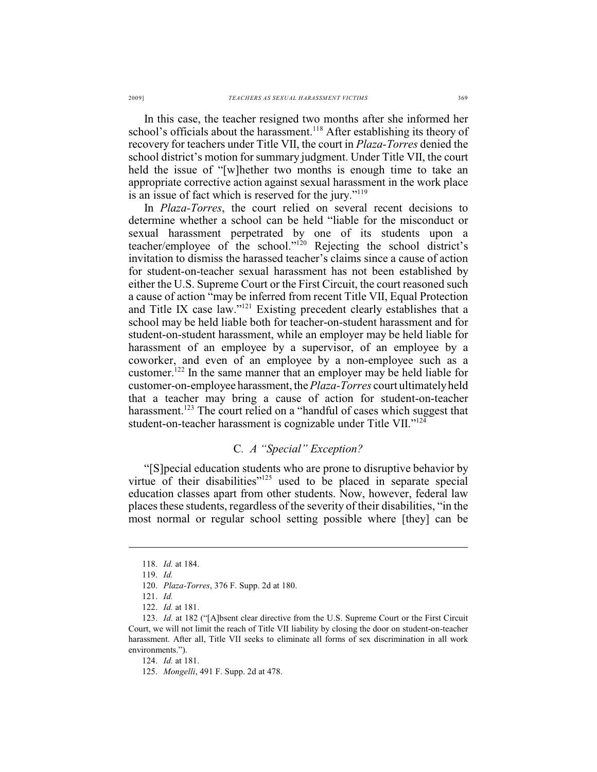In this case, the teacher resigned two months after she informed her school's officials about the harassment.[118] After establishing its theory of recovery for teachers under Title VII, the court in *Plaza-Torres* denied the school district's motion for summary judgment. Under Title VII, the court held the issue of "[w]hether two months is enough time to take an appropriate corrective action against sexual harassment in the work place is an issue of fact which is reserved for the jury."[119]

In *Plaza-Torres*, the court relied on several recent decisions to determine whether a school can be held "liable for the misconduct or sexual harassment perpetrated by one of its students upon a teacher/employee of the school."[120] Rejecting the school district's invitation to dismiss the harassed teacher's claims since a cause of action for student-on-teacher sexual harassment has not been established by either the U.S. Supreme Court or the First Circuit, the court reasoned such a cause of action "may be inferred from recent Title VII, Equal Protection and Title IX case law."[121] Existing precedent clearly establishes that a school may be held liable both for teacher-on-student harassment and for student-on-student harassment, while an employer may be held liable for harassment of an employee by a supervisor, of an employee by a coworker, and even of an employee by a non-employee such as a customer.[122] In the same manner that an employer may be held liable for customer-on-employee harassment, the *Plaza-Torres* court ultimately held that a teacher may bring a cause of action for student-on-teacher harassment.[123] The court relied on a "handful of cases which suggest that student-on-teacher harassment is cognizable under Title VII."[124]

### C. *A "Special" Exception?*

"[S]pecial education students who are prone to disruptive behavior by virtue of their disabilities"[125] used to be placed in separate special education classes apart from other students. Now, however, federal law places these students, regardless of the severity of their disabilities, "in the most normal or regular school setting possible where [they] can be

---

118. *Id.* at 184.

119. *Id.*

120. *Plaza-Torres*, 376 F. Supp. 2d at 180.

121. *Id.*

122. *Id.* at 181.

123. *Id.* at 182 ("[A]bsent clear directive from the U.S. Supreme Court or the First Circuit Court, we will not limit the reach of Title VII liability by closing the door on student-on-teacher harassment. After all, Title VII seeks to eliminate all forms of sex discrimination in all work environments.").

124. *Id.* at 181.

125. *Mongelli*, 491 F. Supp. 2d at 478.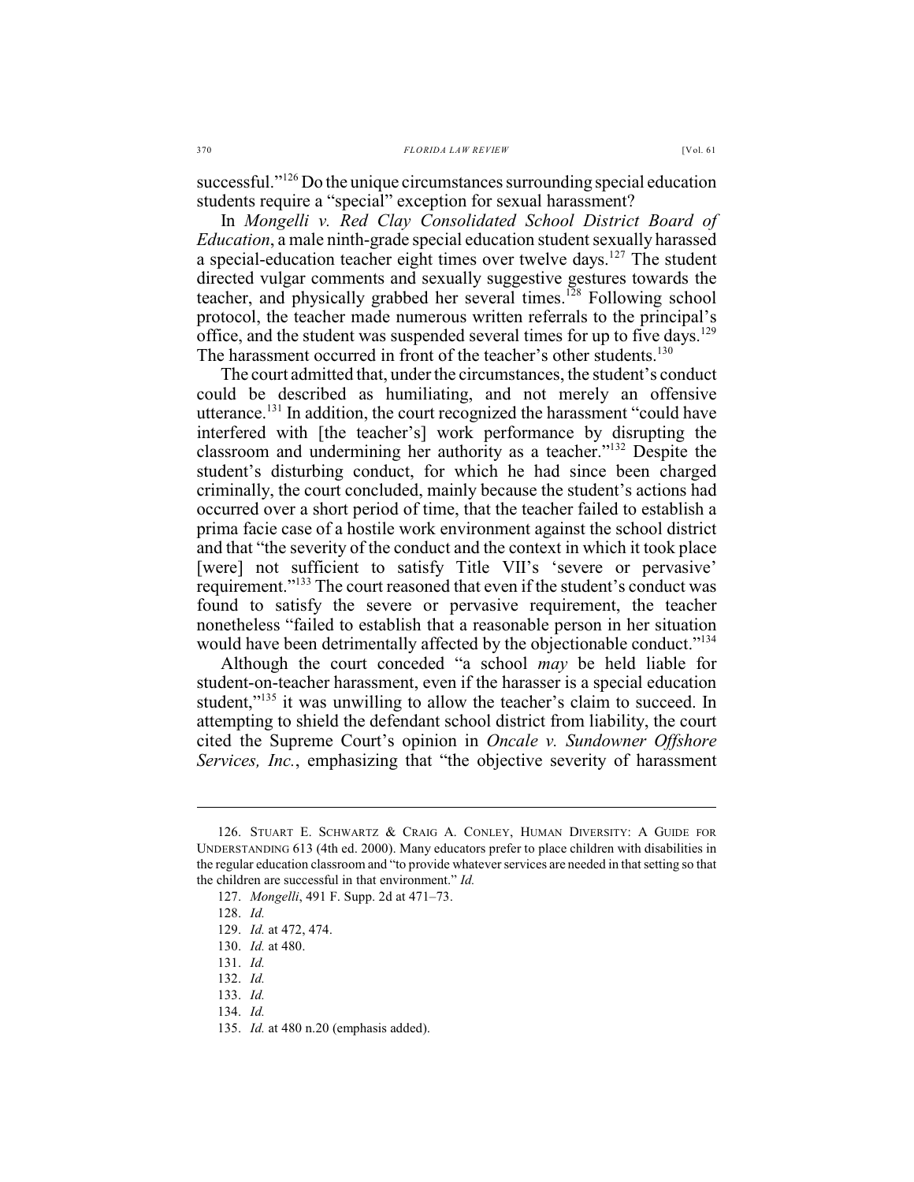successful."[126] Do the unique circumstances surrounding special education students require a "special" exception for sexual harassment?

In *Mongelli v. Red Clay Consolidated School District Board of Education*, a male ninth-grade special education student sexually harassed a special-education teacher eight times over twelve days.[127] The student directed vulgar comments and sexually suggestive gestures towards the teacher, and physically grabbed her several times.[128] Following school protocol, the teacher made numerous written referrals to the principal's office, and the student was suspended several times for up to five days.[129] The harassment occurred in front of the teacher's other students.[130]

The court admitted that, under the circumstances, the student's conduct could be described as humiliating, and not merely an offensive utterance.[131] In addition, the court recognized the harassment "could have interfered with [the teacher's] work performance by disrupting the classroom and undermining her authority as a teacher."[132] Despite the student's disturbing conduct, for which he had since been charged criminally, the court concluded, mainly because the student's actions had occurred over a short period of time, that the teacher failed to establish a prima facie case of a hostile work environment against the school district and that "the severity of the conduct and the context in which it took place [were] not sufficient to satisfy Title VII's 'severe or pervasive' requirement."[133] The court reasoned that even if the student's conduct was found to satisfy the severe or pervasive requirement, the teacher nonetheless "failed to establish that a reasonable person in her situation would have been detrimentally affected by the objectionable conduct."[134]

Although the court conceded "a school *may* be held liable for student-on-teacher harassment, even if the harasser is a special education student,"[135] it was unwilling to allow the teacher's claim to succeed. In attempting to shield the defendant school district from liability, the court cited the Supreme Court's opinion in *Oncale v. Sundowner Offshore Services, Inc.*, emphasizing that "the objective severity of harassment

---

126. STUART E. SCHWARTZ & CRAIG A. CONLEY, HUMAN DIVERSITY: A GUIDE FOR UNDERSTANDING 613 (4th ed. 2000). Many educators prefer to place children with disabilities in the regular education classroom and "to provide whatever services are needed in that setting so that the children are successful in that environment." *Id.*

127. *Mongelli*, 491 F. Supp. 2d at 471–73.

128. *Id.*

129. *Id.* at 472, 474.

130. *Id.* at 480.

131. *Id.*

132. *Id.*

133. *Id.*

134. *Id.*

135. *Id.* at 480 n.20 (emphasis added).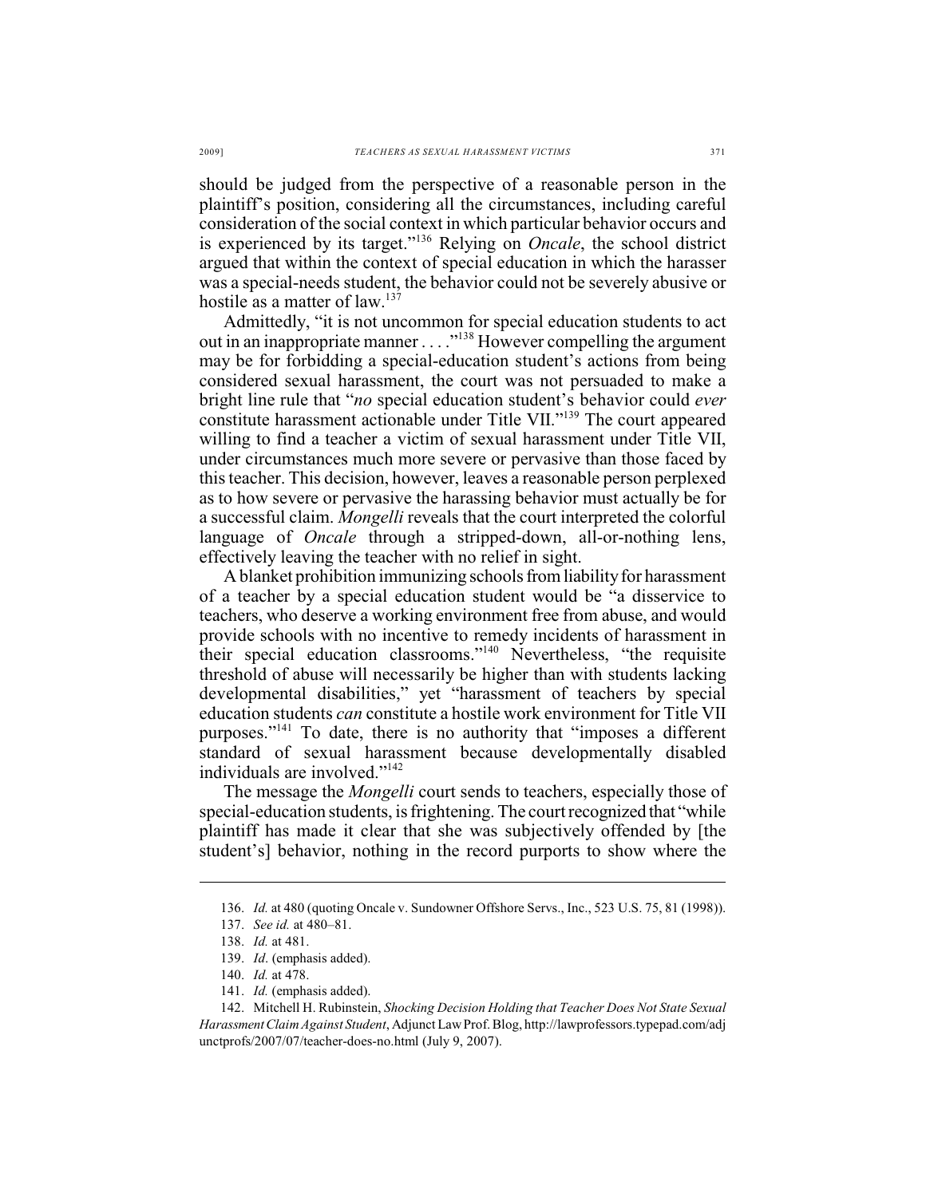should be judged from the perspective of a reasonable person in the plaintiff's position, considering all the circumstances, including careful consideration of the social context in which particular behavior occurs and is experienced by its target."[136] Relying on *Oncale*, the school district argued that within the context of special education in which the harasser was a special-needs student, the behavior could not be severely abusive or hostile as a matter of law.[137]

Admittedly, "it is not uncommon for special education students to act out in an inappropriate manner . . . ."[138] However compelling the argument may be for forbidding a special-education student's actions from being considered sexual harassment, the court was not persuaded to make a bright line rule that "*no* special education student's behavior could *ever* constitute harassment actionable under Title VII."[139] The court appeared willing to find a teacher a victim of sexual harassment under Title VII, under circumstances much more severe or pervasive than those faced by this teacher. This decision, however, leaves a reasonable person perplexed as to how severe or pervasive the harassing behavior must actually be for a successful claim. *Mongelli* reveals that the court interpreted the colorful language of *Oncale* through a stripped-down, all-or-nothing lens, effectively leaving the teacher with no relief in sight.

A blanket prohibition immunizing schools from liability for harassment of a teacher by a special education student would be "a disservice to teachers, who deserve a working environment free from abuse, and would provide schools with no incentive to remedy incidents of harassment in their special education classrooms."[140] Nevertheless, "the requisite threshold of abuse will necessarily be higher than with students lacking developmental disabilities," yet "harassment of teachers by special education students *can* constitute a hostile work environment for Title VII purposes."[141] To date, there is no authority that "imposes a different standard of sexual harassment because developmentally disabled individuals are involved."[142]

The message the *Mongelli* court sends to teachers, especially those of special-education students, is frightening. The court recognized that "while plaintiff has made it clear that she was subjectively offended by [the student's] behavior, nothing in the record purports to show where the

---

136. *Id.* at 480 (quoting Oncale v. Sundowner Offshore Servs., Inc., 523 U.S. 75, 81 (1998)).

137. *See id.* at 480–81.

138. *Id.* at 481.

139. *Id*. (emphasis added).

140. *Id.* at 478.

141. *Id.* (emphasis added).

142. Mitchell H. Rubinstein, *Shocking Decision Holding that Teacher Does Not State Sexual Harassment Claim Against Student*, Adjunct Law Prof. Blog, http://lawprofessors.typepad.com/adjunctprofs/2007/07/teacher-does-no.html (July 9, 2007).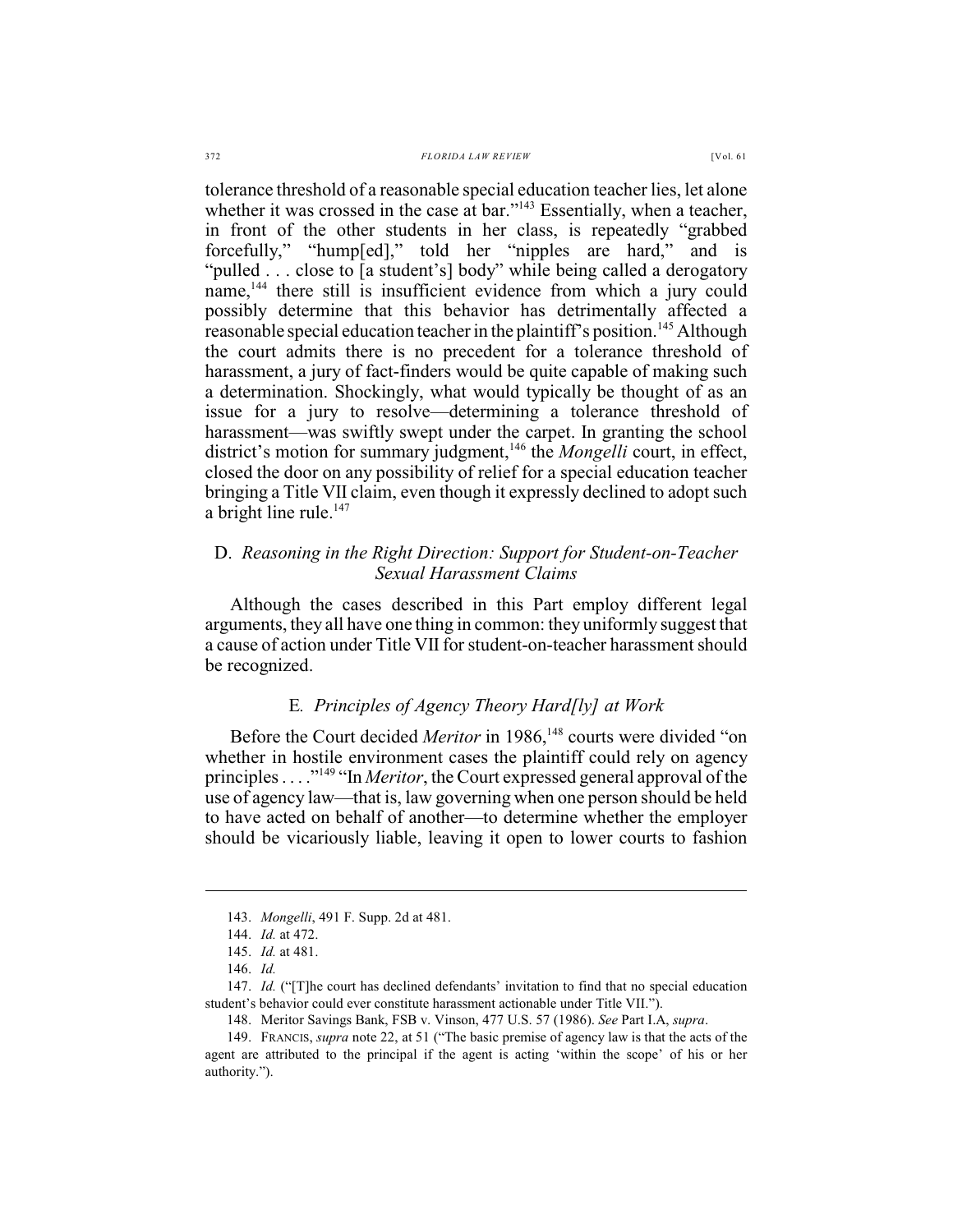tolerance threshold of a reasonable special education teacher lies, let alone whether it was crossed in the case at bar."[143] Essentially, when a teacher, in front of the other students in her class, is repeatedly "grabbed forcefully," "hump[ed]," told her "nipples are hard," and is "pulled . . . close to [a student's] body" while being called a derogatory name,[144] there still is insufficient evidence from which a jury could possibly determine that this behavior has detrimentally affected a reasonable special education teacher in the plaintiff's position.[145] Although the court admits there is no precedent for a tolerance threshold of harassment, a jury of fact-finders would be quite capable of making such a determination. Shockingly, what would typically be thought of as an issue for a jury to resolve—determining a tolerance threshold of harassment—was swiftly swept under the carpet. In granting the school district's motion for summary judgment,[146] the *Mongelli* court, in effect, closed the door on any possibility of relief for a special education teacher bringing a Title VII claim, even though it expressly declined to adopt such a bright line rule.[147]

## D. *Reasoning in the Right Direction: Support for Student-on-Teacher Sexual Harassment Claims*

Although the cases described in this Part employ different legal arguments, they all have one thing in common: they uniformly suggest that a cause of action under Title VII for student-on-teacher harassment should be recognized.

## E. *Principles of Agency Theory Hard[ly] at Work*

Before the Court decided *Meritor* in 1986,[148] courts were divided "on whether in hostile environment cases the plaintiff could rely on agency principles . . . ."[149] "In *Meritor*, the Court expressed general approval of the use of agency law—that is, law governing when one person should be held to have acted on behalf of another—to determine whether the employer should be vicariously liable, leaving it open to lower courts to fashion

---

143. *Mongelli*, 491 F. Supp. 2d at 481.

144. *Id.* at 472.

145. *Id.* at 481.

146. *Id.*

147. *Id.* ("[T]he court has declined defendants' invitation to find that no special education student's behavior could ever constitute harassment actionable under Title VII.").

148. Meritor Savings Bank, FSB v. Vinson, 477 U.S. 57 (1986). *See* Part I.A, *supra*.

149. FRANCIS, *supra* note 22, at 51 ("The basic premise of agency law is that the acts of the agent are attributed to the principal if the agent is acting 'within the scope' of his or her authority.").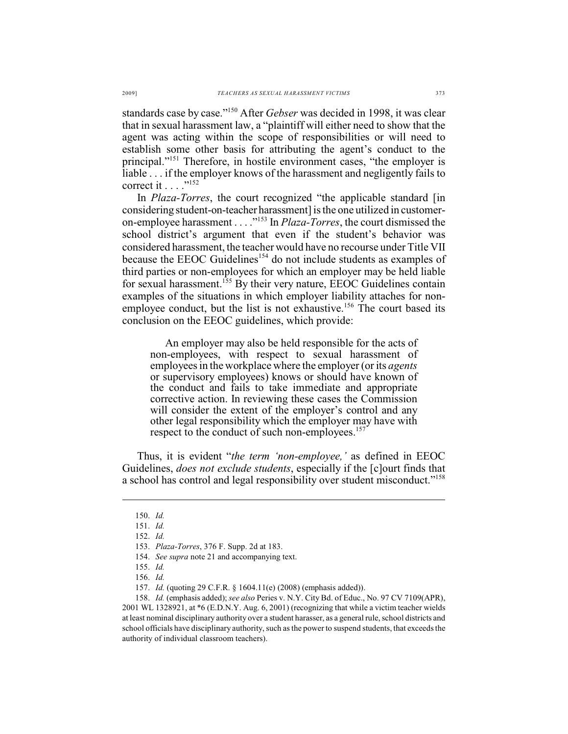standards case by case."[150] After *Gebser* was decided in 1998, it was clear that in sexual harassment law, a "plaintiff will either need to show that the agent was acting within the scope of responsibilities or will need to establish some other basis for attributing the agent's conduct to the principal."[151] Therefore, in hostile environment cases, "the employer is liable . . . if the employer knows of the harassment and negligently fails to correct it . . . ."[152]

In *Plaza-Torres*, the court recognized "the applicable standard [in considering student-on-teacher harassment] is the one utilized in customer-on-employee harassment . . . ."[153] In *Plaza-Torres*, the court dismissed the school district's argument that even if the student's behavior was considered harassment, the teacher would have no recourse under Title VII because the EEOC Guidelines[154] do not include students as examples of third parties or non-employees for which an employer may be held liable for sexual harassment.[155] By their very nature, EEOC Guidelines contain examples of the situations in which employer liability attaches for non-employee conduct, but the list is not exhaustive.[156] The court based its conclusion on the EEOC guidelines, which provide:

> An employer may also be held responsible for the acts of non-employees, with respect to sexual harassment of employees in the workplace where the employer (or its *agents* or supervisory employees) knows or should have known of the conduct and fails to take immediate and appropriate corrective action. In reviewing these cases the Commission will consider the extent of the employer's control and any other legal responsibility which the employer may have with respect to the conduct of such non-employees.[157]

Thus, it is evident "*the term 'non-employee,'* as defined in EEOC Guidelines, *does not exclude students*, especially if the [c]ourt finds that a school has control and legal responsibility over student misconduct."[158]

---

150. *Id.*

151. *Id.*

152. *Id.*

153. *Plaza-Torres*, 376 F. Supp. 2d at 183.

154. *See supra* note 21 and accompanying text.

155. *Id.*

156. *Id.*

157. *Id.* (quoting 29 C.F.R. § 1604.11(e) (2008) (emphasis added)).

158. *Id.* (emphasis added); *see also* Peries v. N.Y. City Bd. of Educ., No. 97 CV 7109(APR), 2001 WL 1328921, at *6 (E.D.N.Y. Aug. 6, 2001) (recognizing that while a victim teacher wields at least nominal disciplinary authority over a student harasser, as a general rule, school districts and school officials have disciplinary authority, such as the power to suspend students, that exceeds the authority of individual classroom teachers).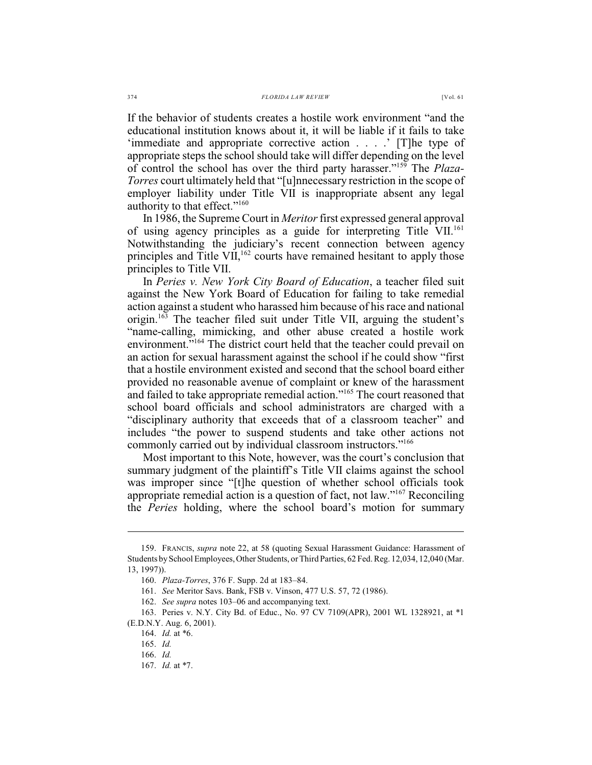If the behavior of students creates a hostile work environment "and the educational institution knows about it, it will be liable if it fails to take 'immediate and appropriate corrective action . . . .' [T]he type of appropriate steps the school should take will differ depending on the level of control the school has over the third party harasser."[159] The *Plaza-Torres* court ultimately held that "[u]nnecessary restriction in the scope of employer liability under Title VII is inappropriate absent any legal authority to that effect."[160]

In 1986, the Supreme Court in *Meritor* first expressed general approval of using agency principles as a guide for interpreting Title VII.[161] Notwithstanding the judiciary's recent connection between agency principles and Title VII,[162] courts have remained hesitant to apply those principles to Title VII.

In *Peries v. New York City Board of Education*, a teacher filed suit against the New York Board of Education for failing to take remedial action against a student who harassed him because of his race and national origin.[163] The teacher filed suit under Title VII, arguing the student's "name-calling, mimicking, and other abuse created a hostile work environment."[164] The district court held that the teacher could prevail on an action for sexual harassment against the school if he could show "first that a hostile environment existed and second that the school board either provided no reasonable avenue of complaint or knew of the harassment and failed to take appropriate remedial action."[165] The court reasoned that school board officials and school administrators are charged with a "disciplinary authority that exceeds that of a classroom teacher" and includes "the power to suspend students and take other actions not commonly carried out by individual classroom instructors."[166]

Most important to this Note, however, was the court's conclusion that summary judgment of the plaintiff's Title VII claims against the school was improper since "[t]he question of whether school officials took appropriate remedial action is a question of fact, not law."[167] Reconciling the *Peries* holding, where the school board's motion for summary

---

159. FRANCIS, *supra* note 22, at 58 (quoting Sexual Harassment Guidance: Harassment of Students by School Employees, Other Students, or Third Parties, 62 Fed. Reg. 12,034, 12,040 (Mar. 13, 1997)).

160. *Plaza-Torres*, 376 F. Supp. 2d at 183–84.

161. *See* Meritor Savs. Bank, FSB v. Vinson, 477 U.S. 57, 72 (1986).

162. *See supra* notes 103–06 and accompanying text.

163. Peries v. N.Y. City Bd. of Educ., No. 97 CV 7109(APR), 2001 WL 1328921, at *1 (E.D.N.Y. Aug. 6, 2001).

164. *Id.* at *6.

165. *Id.*

166. *Id.*

167. *Id.* at *7.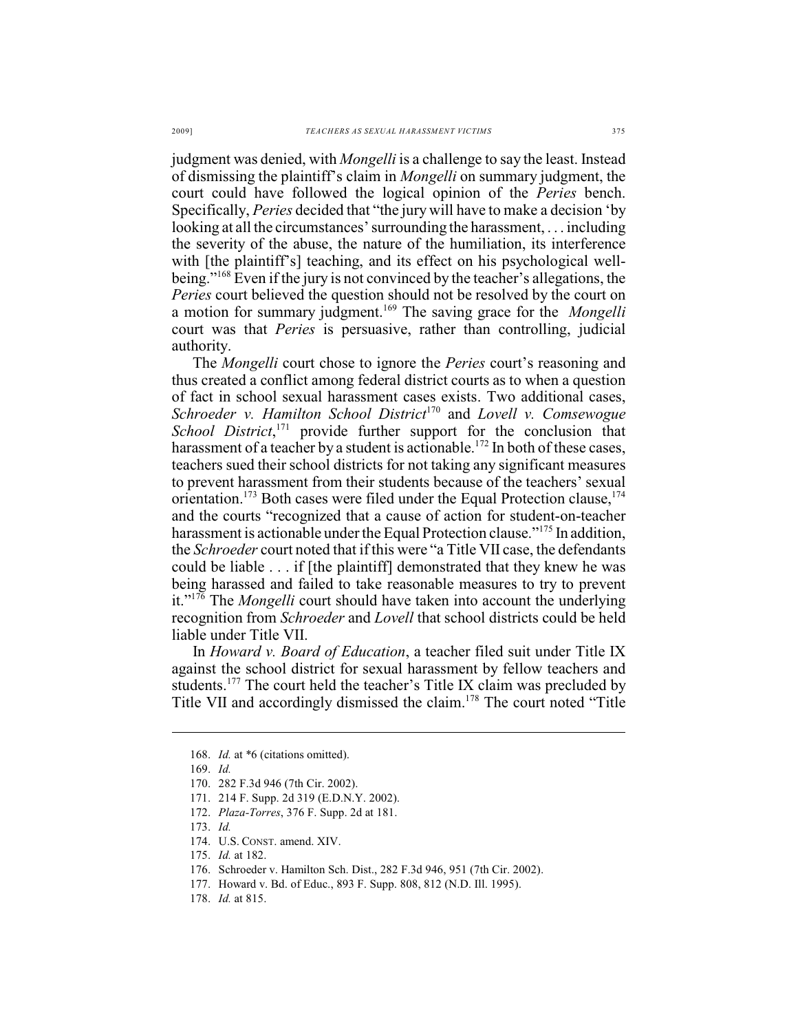judgment was denied, with *Mongelli* is a challenge to say the least. Instead of dismissing the plaintiff's claim in *Mongelli* on summary judgment, the court could have followed the logical opinion of the *Peries* bench. Specifically, *Peries* decided that "the jury will have to make a decision 'by looking at all the circumstances' surrounding the harassment, . . . including the severity of the abuse, the nature of the humiliation, its interference with [the plaintiff's] teaching, and its effect on his psychological well-being."[168] Even if the jury is not convinced by the teacher's allegations, the *Peries* court believed the question should not be resolved by the court on a motion for summary judgment.[169] The saving grace for the *Mongelli* court was that *Peries* is persuasive, rather than controlling, judicial authority.

The *Mongelli* court chose to ignore the *Peries* court's reasoning and thus created a conflict among federal district courts as to when a question of fact in school sexual harassment cases exists. Two additional cases, *Schroeder v. Hamilton School District*[170] and *Lovell v. Comsewogue School District*,[171] provide further support for the conclusion that harassment of a teacher by a student is actionable.[172] In both of these cases, teachers sued their school districts for not taking any significant measures to prevent harassment from their students because of the teachers' sexual orientation.[173] Both cases were filed under the Equal Protection clause,[174] and the courts "recognized that a cause of action for student-on-teacher harassment is actionable under the Equal Protection clause."[175] In addition, the *Schroeder* court noted that if this were "a Title VII case, the defendants could be liable . . . if [the plaintiff] demonstrated that they knew he was being harassed and failed to take reasonable measures to try to prevent it."[176] The *Mongelli* court should have taken into account the underlying recognition from *Schroeder* and *Lovell* that school districts could be held liable under Title VII.

In *Howard v. Board of Education*, a teacher filed suit under Title IX against the school district for sexual harassment by fellow teachers and students.[177] The court held the teacher's Title IX claim was precluded by Title VII and accordingly dismissed the claim.[178] The court noted "Title

---

168. *Id.* at *6 (citations omitted).

169. *Id.*

170. 282 F.3d 946 (7th Cir. 2002).

171. 214 F. Supp. 2d 319 (E.D.N.Y. 2002).

172. *Plaza-Torres*, 376 F. Supp. 2d at 181.

173. *Id.*

174. U.S. CONST. amend. XIV.

175. *Id.* at 182.

176. Schroeder v. Hamilton Sch. Dist., 282 F.3d 946, 951 (7th Cir. 2002).

177. Howard v. Bd. of Educ., 893 F. Supp. 808, 812 (N.D. Ill. 1995).

178. *Id.* at 815.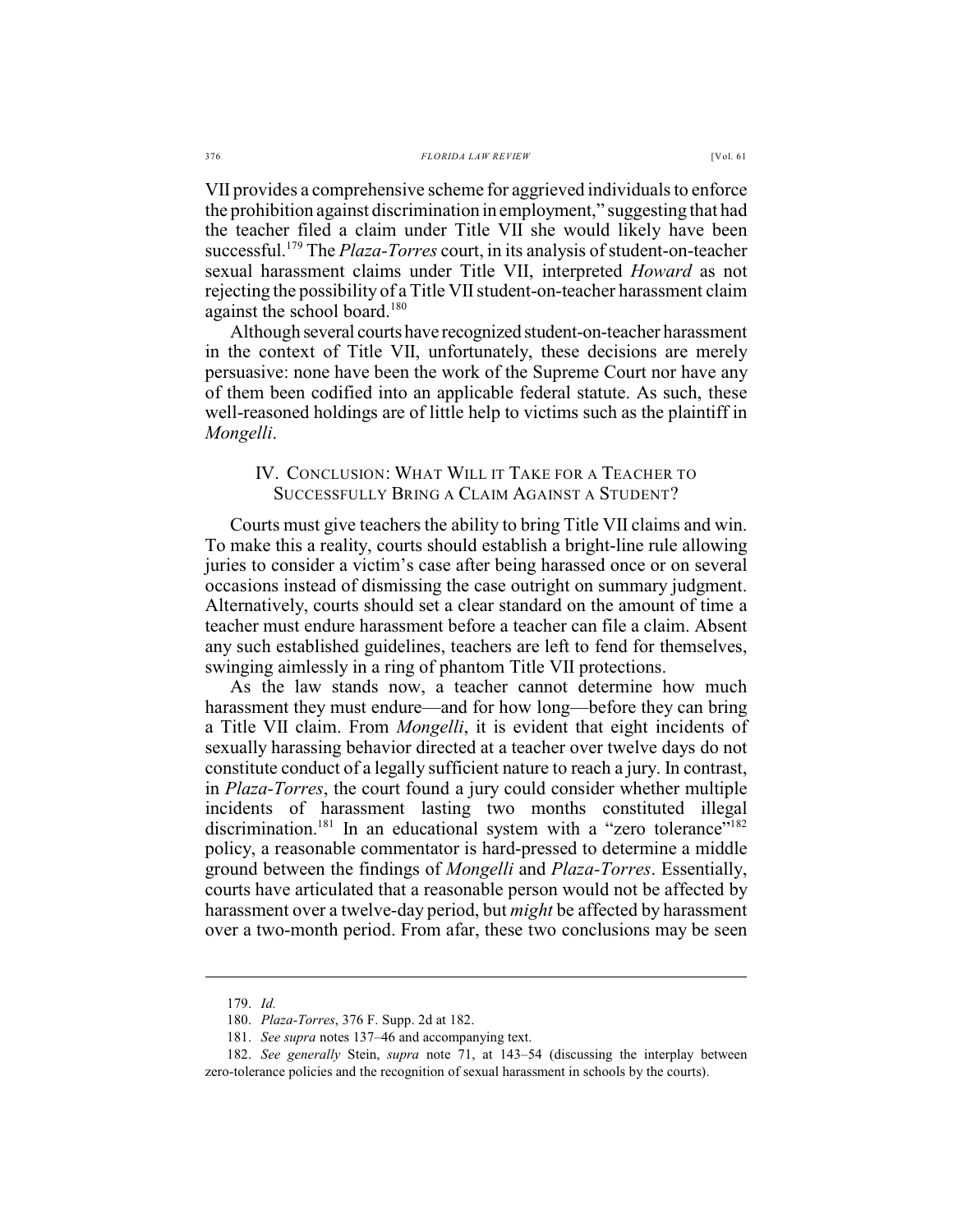VII provides a comprehensive scheme for aggrieved individuals to enforce the prohibition against discrimination in employment," suggesting that had the teacher filed a claim under Title VII she would likely have been successful.[179] The *Plaza-Torres* court, in its analysis of student-on-teacher sexual harassment claims under Title VII, interpreted *Howard* as not rejecting the possibility of a Title VII student-on-teacher harassment claim against the school board.[180]

Although several courts have recognized student-on-teacher harassment in the context of Title VII, unfortunately, these decisions are merely persuasive: none have been the work of the Supreme Court nor have any of them been codified into an applicable federal statute. As such, these well-reasoned holdings are of little help to victims such as the plaintiff in *Mongelli*.

## IV. CONCLUSION: WHAT WILL IT TAKE FOR A TEACHER TO SUCCESSFULLY BRING A CLAIM AGAINST A STUDENT?

Courts must give teachers the ability to bring Title VII claims and win. To make this a reality, courts should establish a bright-line rule allowing juries to consider a victim's case after being harassed once or on several occasions instead of dismissing the case outright on summary judgment. Alternatively, courts should set a clear standard on the amount of time a teacher must endure harassment before a teacher can file a claim. Absent any such established guidelines, teachers are left to fend for themselves, swinging aimlessly in a ring of phantom Title VII protections.

As the law stands now, a teacher cannot determine how much harassment they must endure—and for how long—before they can bring a Title VII claim. From *Mongelli*, it is evident that eight incidents of sexually harassing behavior directed at a teacher over twelve days do not constitute conduct of a legally sufficient nature to reach a jury. In contrast, in *Plaza-Torres*, the court found a jury could consider whether multiple incidents of harassment lasting two months constituted illegal discrimination.[181] In an educational system with a "zero tolerance"[182] policy, a reasonable commentator is hard-pressed to determine a middle ground between the findings of *Mongelli* and *Plaza-Torres*. Essentially, courts have articulated that a reasonable person would not be affected by harassment over a twelve-day period, but *might* be affected by harassment over a two-month period. From afar, these two conclusions may be seen

---

179. *Id.*

180. *Plaza-Torres*, 376 F. Supp. 2d at 182.

181. *See supra* notes 137–46 and accompanying text.

182. *See generally* Stein, *supra* note 71, at 143–54 (discussing the interplay between zero-tolerance policies and the recognition of sexual harassment in schools by the courts).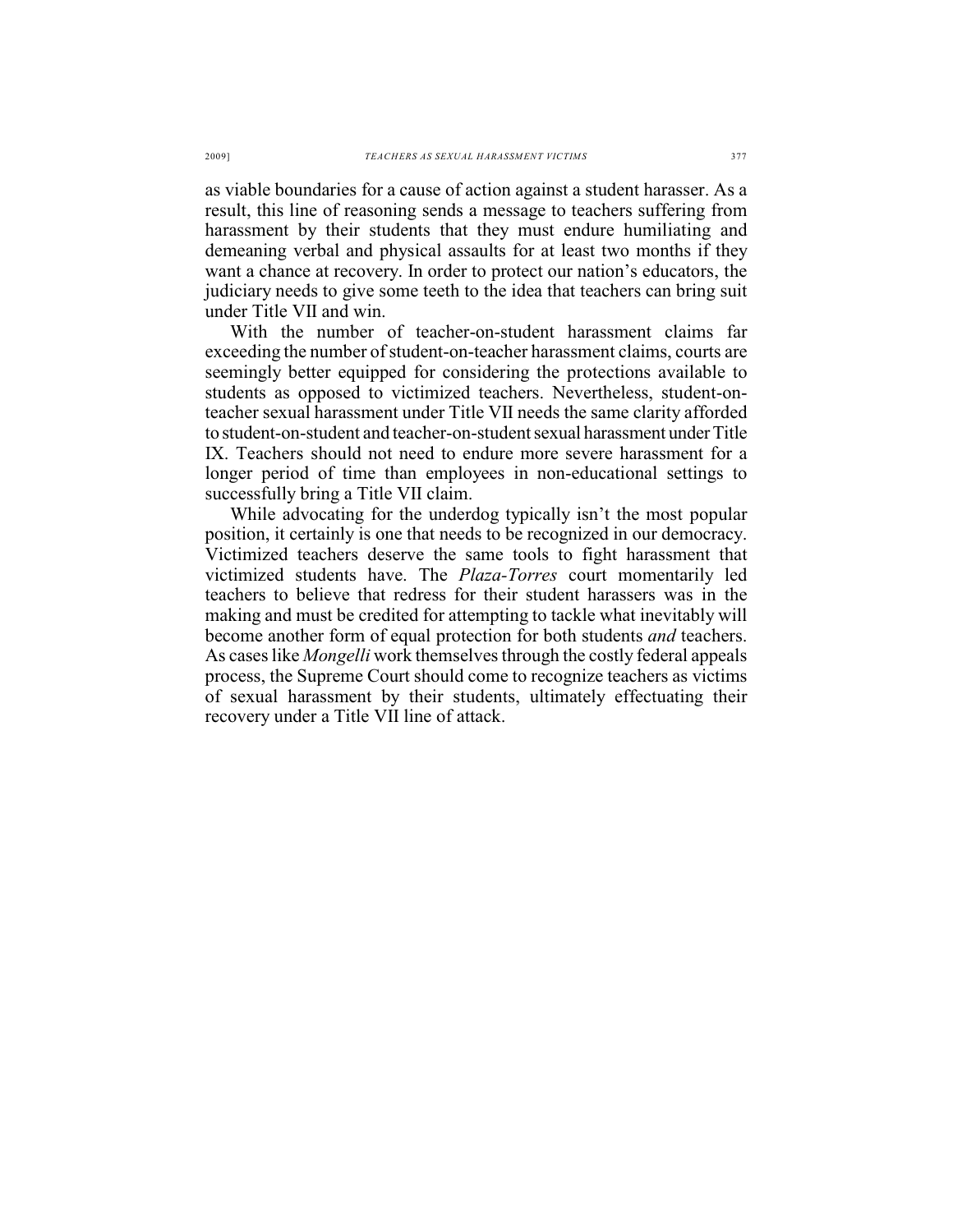as viable boundaries for a cause of action against a student harasser. As a result, this line of reasoning sends a message to teachers suffering from harassment by their students that they must endure humiliating and demeaning verbal and physical assaults for at least two months if they want a chance at recovery. In order to protect our nation's educators, the judiciary needs to give some teeth to the idea that teachers can bring suit under Title VII and win.

With the number of teacher-on-student harassment claims far exceeding the number of student-on-teacher harassment claims, courts are seemingly better equipped for considering the protections available to students as opposed to victimized teachers. Nevertheless, student-on-teacher sexual harassment under Title VII needs the same clarity afforded to student-on-student and teacher-on-student sexual harassment under Title IX. Teachers should not need to endure more severe harassment for a longer period of time than employees in non-educational settings to successfully bring a Title VII claim.

While advocating for the underdog typically isn't the most popular position, it certainly is one that needs to be recognized in our democracy. Victimized teachers deserve the same tools to fight harassment that victimized students have. The *Plaza-Torres* court momentarily led teachers to believe that redress for their student harassers was in the making and must be credited for attempting to tackle what inevitably will become another form of equal protection for both students *and* teachers. As cases like *Mongelli* work themselves through the costly federal appeals process, the Supreme Court should come to recognize teachers as victims of sexual harassment by their students, ultimately effectuating their recovery under a Title VII line of attack.